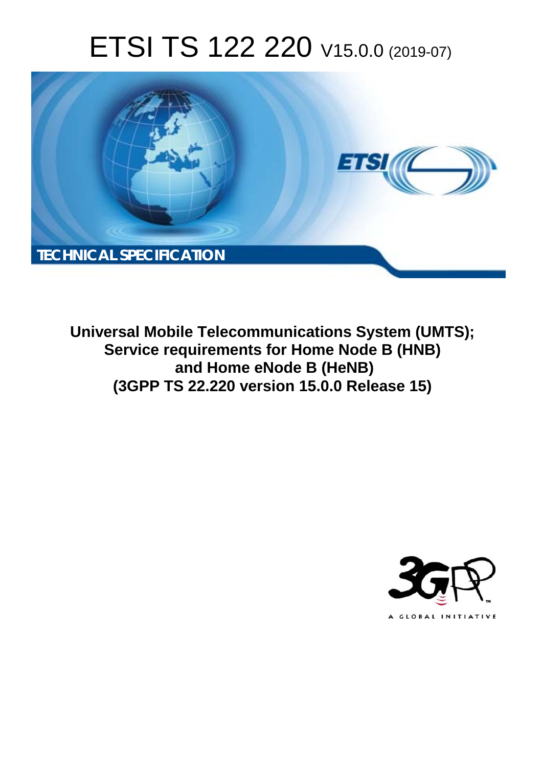# ETSI TS 122 220 V15.0.0 (2019-07)

TECHNICAL SPECIFICATION

**Universal Mobile Telecommunications System (UMTS); Service requirements for Home Node B (HNB) and Home eNode B (HeNB) (3GPP TS 22.220 version 15.0.0 Release 15)**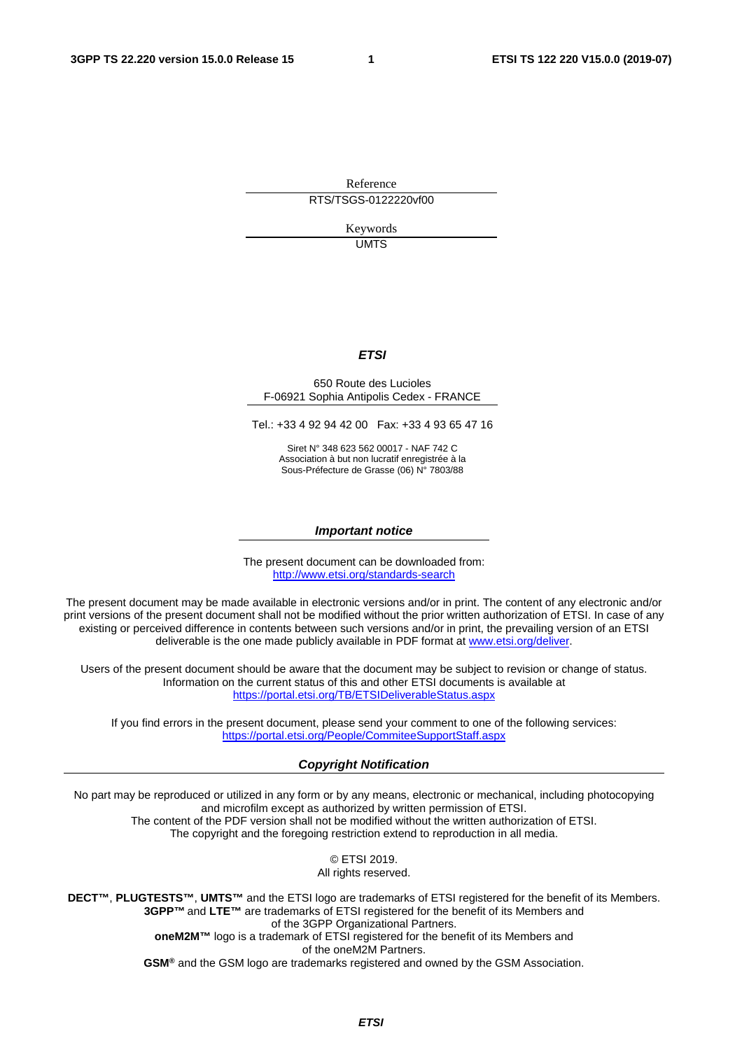Reference

RTS/TSGS-0122220vf00

Keywords

UMTS

***ETSI***

650 Route des Lucioles
F-06921 Sophia Antipolis Cedex - FRANCE

Tel.: +33 4 92 94 42 00   Fax: +33 4 93 65 47 16

Siret N° 348 623 562 00017 - NAF 742 C
Association à but non lucratif enregistrée à la
Sous-Préfecture de Grasse (06) N° 7803/88

***Important notice***

The present document can be downloaded from:
http://www.etsi.org/standards-search

The present document may be made available in electronic versions and/or in print. The content of any electronic and/or print versions of the present document shall not be modified without the prior written authorization of ETSI. In case of any existing or perceived difference in contents between such versions and/or in print, the prevailing version of an ETSI deliverable is the one made publicly available in PDF format at www.etsi.org/deliver.

Users of the present document should be aware that the document may be subject to revision or change of status. Information on the current status of this and other ETSI documents is available at
https://portal.etsi.org/TB/ETSIDeliverableStatus.aspx

If you find errors in the present document, please send your comment to one of the following services:
https://portal.etsi.org/People/CommiteeSupportStaff.aspx

***Copyright Notification***

No part may be reproduced or utilized in any form or by any means, electronic or mechanical, including photocopying and microfilm except as authorized by written permission of ETSI.
The content of the PDF version shall not be modified without the written authorization of ETSI.
The copyright and the foregoing restriction extend to reproduction in all media.

© ETSI 2019.
All rights reserved.

**DECT™**, **PLUGTESTS™**, **UMTS™** and the ETSI logo are trademarks of ETSI registered for the benefit of its Members.
**3GPP™** and **LTE™** are trademarks of ETSI registered for the benefit of its Members and of the 3GPP Organizational Partners.
**oneM2M™** logo is a trademark of ETSI registered for the benefit of its Members and of the oneM2M Partners.
**GSM®** and the GSM logo are trademarks registered and owned by the GSM Association.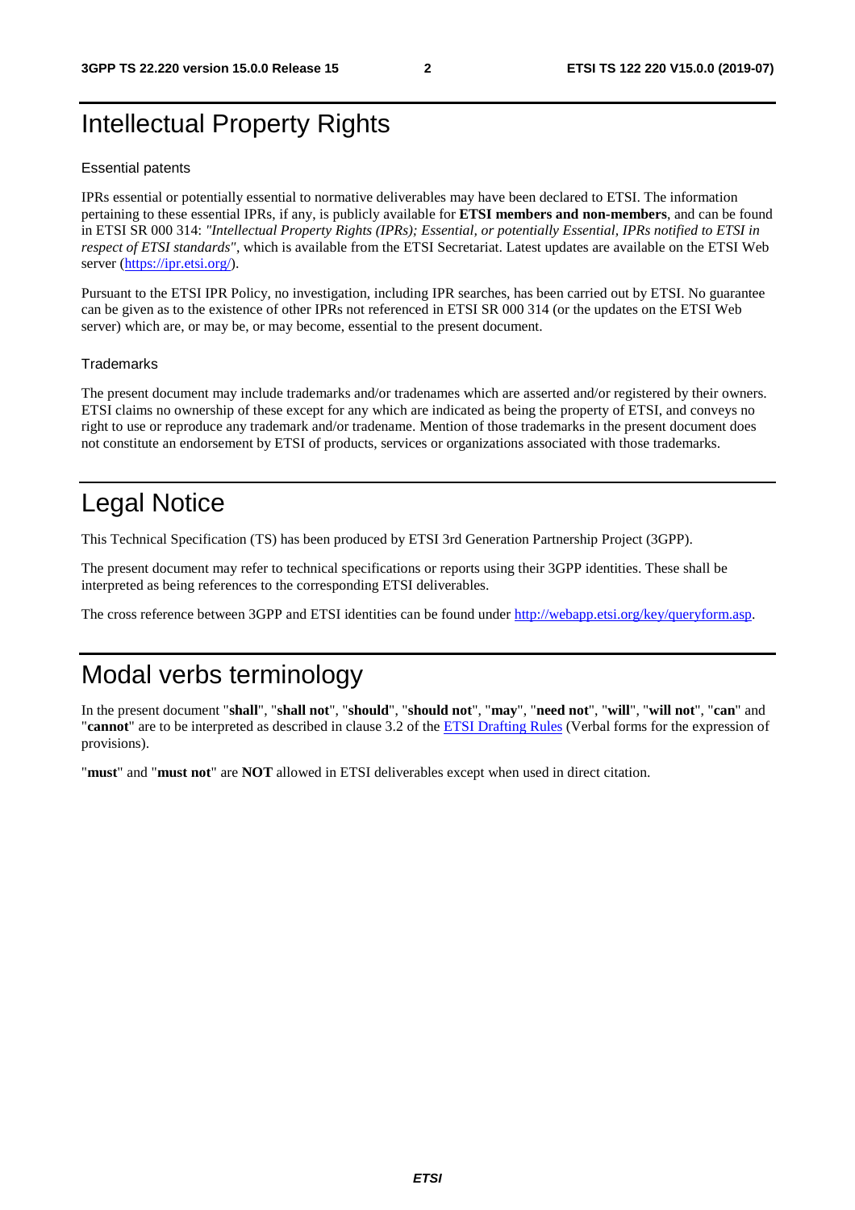# Intellectual Property Rights

## Essential patents

IPRs essential or potentially essential to normative deliverables may have been declared to ETSI. The information pertaining to these essential IPRs, if any, is publicly available for **ETSI members and non-members**, and can be found in ETSI SR 000 314: *"Intellectual Property Rights (IPRs); Essential, or potentially Essential, IPRs notified to ETSI in respect of ETSI standards"*, which is available from the ETSI Secretariat. Latest updates are available on the ETSI Web server (https://ipr.etsi.org/).

Pursuant to the ETSI IPR Policy, no investigation, including IPR searches, has been carried out by ETSI. No guarantee can be given as to the existence of other IPRs not referenced in ETSI SR 000 314 (or the updates on the ETSI Web server) which are, or may be, or may become, essential to the present document.

## Trademarks

The present document may include trademarks and/or tradenames which are asserted and/or registered by their owners. ETSI claims no ownership of these except for any which are indicated as being the property of ETSI, and conveys no right to use or reproduce any trademark and/or tradename. Mention of those trademarks in the present document does not constitute an endorsement by ETSI of products, services or organizations associated with those trademarks.

# Legal Notice

This Technical Specification (TS) has been produced by ETSI 3rd Generation Partnership Project (3GPP).

The present document may refer to technical specifications or reports using their 3GPP identities. These shall be interpreted as being references to the corresponding ETSI deliverables.

The cross reference between 3GPP and ETSI identities can be found under http://webapp.etsi.org/key/queryform.asp.

# Modal verbs terminology

In the present document "**shall**", "**shall not**", "**should**", "**should not**", "**may**", "**need not**", "**will**", "**will not**", "**can**" and "**cannot**" are to be interpreted as described in clause 3.2 of the ETSI Drafting Rules (Verbal forms for the expression of provisions).

"**must**" and "**must not**" are **NOT** allowed in ETSI deliverables except when used in direct citation.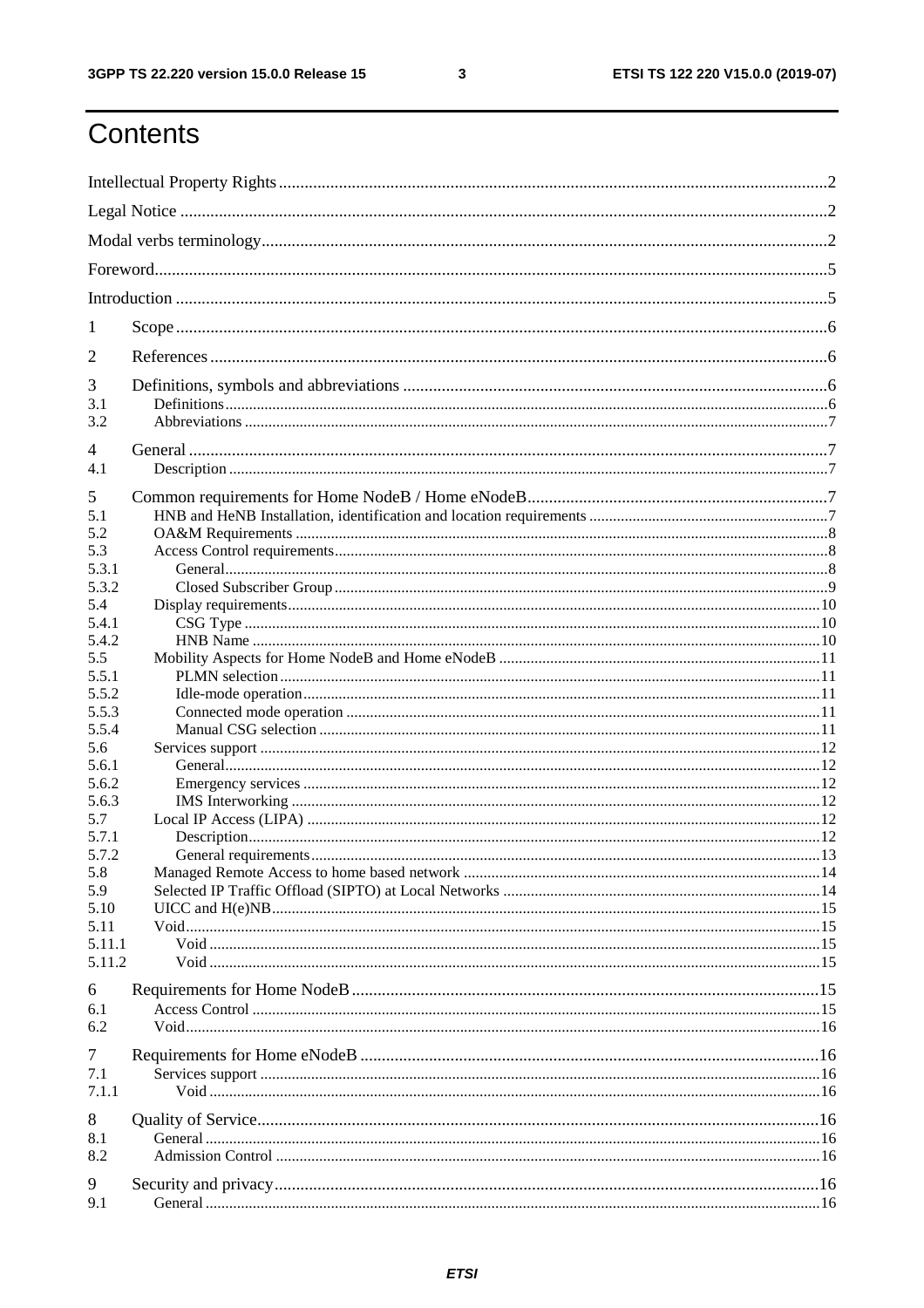# Contents

Intellectual Property Rights ..... 2
Legal Notice ..... 2
Modal verbs terminology ..... 2
Foreword ..... 5
Introduction ..... 5
1 Scope ..... 6
2 References ..... 6
3 Definitions, symbols and abbreviations ..... 6
3.1 Definitions ..... 6
3.2 Abbreviations ..... 7
4 General ..... 7
4.1 Description ..... 7
5 Common requirements for Home NodeB / Home eNodeB ..... 7
5.1 HNB and HeNB Installation, identification and location requirements ..... 7
5.2 OA&M Requirements ..... 8
5.3 Access Control requirements ..... 8
5.3.1 General ..... 8
5.3.2 Closed Subscriber Group ..... 9
5.4 Display requirements ..... 10
5.4.1 CSG Type ..... 10
5.4.2 HNB Name ..... 10
5.5 Mobility Aspects for Home NodeB and Home eNodeB ..... 11
5.5.1 PLMN selection ..... 11
5.5.2 Idle-mode operation ..... 11
5.5.3 Connected mode operation ..... 11
5.5.4 Manual CSG selection ..... 11
5.6 Services support ..... 12
5.6.1 General ..... 12
5.6.2 Emergency services ..... 12
5.6.3 IMS Interworking ..... 12
5.7 Local IP Access (LIPA) ..... 12
5.7.1 Description ..... 12
5.7.2 General requirements ..... 13
5.8 Managed Remote Access to home based network ..... 14
5.9 Selected IP Traffic Offload (SIPTO) at Local Networks ..... 14
5.10 UICC and H(e)NB ..... 15
5.11 Void ..... 15
5.11.1 Void ..... 15
5.11.2 Void ..... 15
6 Requirements for Home NodeB ..... 15
6.1 Access Control ..... 15
6.2 Void ..... 16
7 Requirements for Home eNodeB ..... 16
7.1 Services support ..... 16
7.1.1 Void ..... 16
8 Quality of Service ..... 16
8.1 General ..... 16
8.2 Admission Control ..... 16
9 Security and privacy ..... 16
9.1 General ..... 16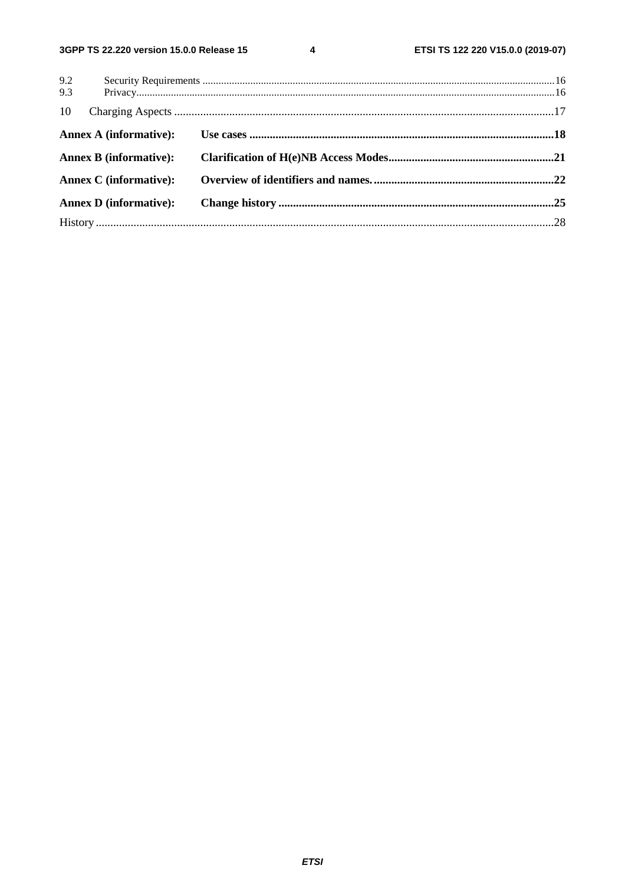9.2 Security Requirements ....................................................................................................................................16
9.3 Privacy.............................................................................................................................................................16

10 Charging Aspects ..................................................................................................................................17

**Annex A (informative): Use cases ........................................................................................................18**

**Annex B (informative): Clarification of H(e)NB Access Modes.........................................................21**

**Annex C (informative): Overview of identifiers and names. ..............................................................22**

**Annex D (informative): Change history ...............................................................................................25**

History ............................................................................................................................................................28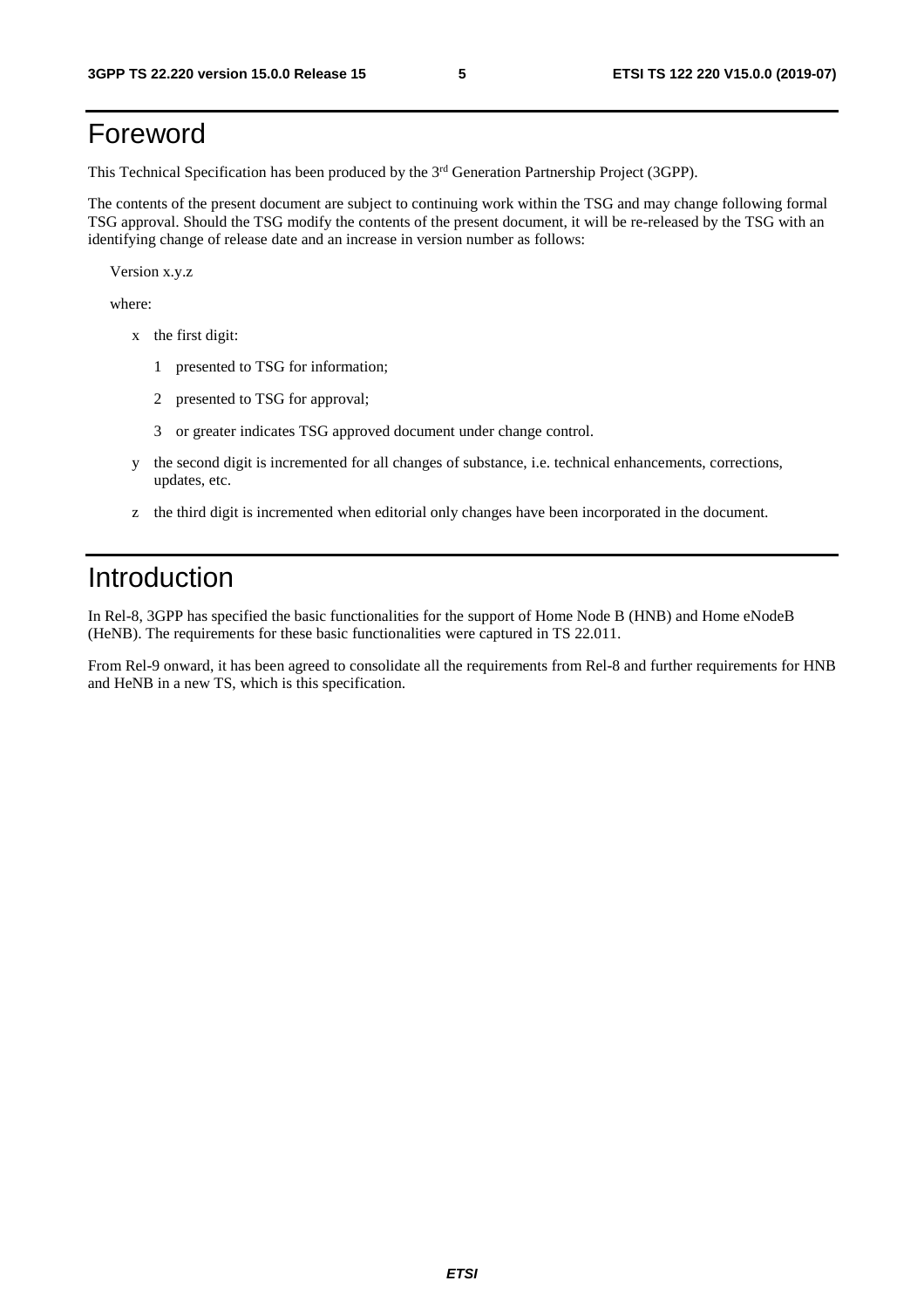# Foreword

This Technical Specification has been produced by the 3rd Generation Partnership Project (3GPP).

The contents of the present document are subject to continuing work within the TSG and may change following formal TSG approval. Should the TSG modify the contents of the present document, it will be re-released by the TSG with an identifying change of release date and an increase in version number as follows:

Version x.y.z

where:

- x the first digit:
  - 1 presented to TSG for information;
  - 2 presented to TSG for approval;
  - 3 or greater indicates TSG approved document under change control.
- y the second digit is incremented for all changes of substance, i.e. technical enhancements, corrections, updates, etc.
- z the third digit is incremented when editorial only changes have been incorporated in the document.

# Introduction

In Rel-8, 3GPP has specified the basic functionalities for the support of Home Node B (HNB) and Home eNodeB (HeNB). The requirements for these basic functionalities were captured in TS 22.011.

From Rel-9 onward, it has been agreed to consolidate all the requirements from Rel-8 and further requirements for HNB and HeNB in a new TS, which is this specification.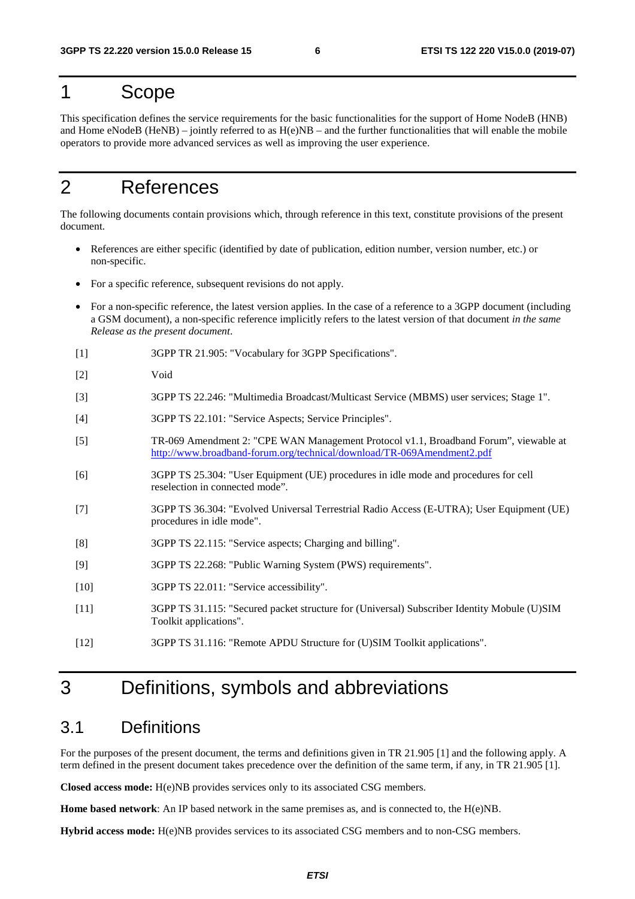# 1 Scope

This specification defines the service requirements for the basic functionalities for the support of Home NodeB (HNB) and Home eNodeB (HeNB) – jointly referred to as H(e)NB – and the further functionalities that will enable the mobile operators to provide more advanced services as well as improving the user experience.

# 2 References

The following documents contain provisions which, through reference in this text, constitute provisions of the present document.

- References are either specific (identified by date of publication, edition number, version number, etc.) or non-specific.
- For a specific reference, subsequent revisions do not apply.
- For a non-specific reference, the latest version applies. In the case of a reference to a 3GPP document (including a GSM document), a non-specific reference implicitly refers to the latest version of that document *in the same Release as the present document*.

[1] 3GPP TR 21.905: "Vocabulary for 3GPP Specifications".

[2] Void

[3] 3GPP TS 22.246: "Multimedia Broadcast/Multicast Service (MBMS) user services; Stage 1".

[4] 3GPP TS 22.101: "Service Aspects; Service Principles".

[5] TR-069 Amendment 2: "CPE WAN Management Protocol v1.1, Broadband Forum", viewable at http://www.broadband-forum.org/technical/download/TR-069Amendment2.pdf

[6] 3GPP TS 25.304: "User Equipment (UE) procedures in idle mode and procedures for cell reselection in connected mode".

[7] 3GPP TS 36.304: "Evolved Universal Terrestrial Radio Access (E-UTRA); User Equipment (UE) procedures in idle mode".

[8] 3GPP TS 22.115: "Service aspects; Charging and billing".

[9] 3GPP TS 22.268: "Public Warning System (PWS) requirements".

[10] 3GPP TS 22.011: "Service accessibility".

[11] 3GPP TS 31.115: "Secured packet structure for (Universal) Subscriber Identity Mobule (U)SIM Toolkit applications".

[12] 3GPP TS 31.116: "Remote APDU Structure for (U)SIM Toolkit applications".

# 3 Definitions, symbols and abbreviations

## 3.1 Definitions

For the purposes of the present document, the terms and definitions given in TR 21.905 [1] and the following apply. A term defined in the present document takes precedence over the definition of the same term, if any, in TR 21.905 [1].

**Closed access mode:** H(e)NB provides services only to its associated CSG members.

**Home based network**: An IP based network in the same premises as, and is connected to, the H(e)NB.

**Hybrid access mode:** H(e)NB provides services to its associated CSG members and to non-CSG members.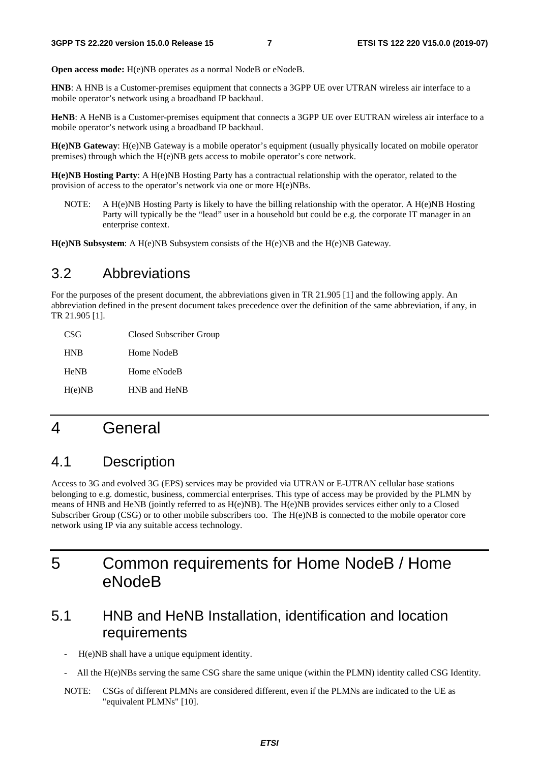**Open access mode:** H(e)NB operates as a normal NodeB or eNodeB.

**HNB**: A HNB is a Customer-premises equipment that connects a 3GPP UE over UTRAN wireless air interface to a mobile operator's network using a broadband IP backhaul.

**HeNB**: A HeNB is a Customer-premises equipment that connects a 3GPP UE over EUTRAN wireless air interface to a mobile operator's network using a broadband IP backhaul.

**H(e)NB Gateway**: H(e)NB Gateway is a mobile operator's equipment (usually physically located on mobile operator premises) through which the H(e)NB gets access to mobile operator's core network.

**H(e)NB Hosting Party**: A H(e)NB Hosting Party has a contractual relationship with the operator, related to the provision of access to the operator's network via one or more H(e)NBs.

NOTE: A H(e)NB Hosting Party is likely to have the billing relationship with the operator. A H(e)NB Hosting Party will typically be the "lead" user in a household but could be e.g. the corporate IT manager in an enterprise context.

**H(e)NB Subsystem**: A H(e)NB Subsystem consists of the H(e)NB and the H(e)NB Gateway.

## 3.2 Abbreviations

For the purposes of the present document, the abbreviations given in TR 21.905 [1] and the following apply. An abbreviation defined in the present document takes precedence over the definition of the same abbreviation, if any, in TR 21.905 [1].

CSG Closed Subscriber Group

HNB Home NodeB

HeNB Home eNodeB

H(e)NB HNB and HeNB

# 4 General

## 4.1 Description

Access to 3G and evolved 3G (EPS) services may be provided via UTRAN or E-UTRAN cellular base stations belonging to e.g. domestic, business, commercial enterprises. This type of access may be provided by the PLMN by means of HNB and HeNB (jointly referred to as H(e)NB). The H(e)NB provides services either only to a Closed Subscriber Group (CSG) or to other mobile subscribers too. The H(e)NB is connected to the mobile operator core network using IP via any suitable access technology.

# 5 Common requirements for Home NodeB / Home eNodeB

## 5.1 HNB and HeNB Installation, identification and location requirements

- H(e)NB shall have a unique equipment identity.
- All the H(e)NBs serving the same CSG share the same unique (within the PLMN) identity called CSG Identity.

NOTE: CSGs of different PLMNs are considered different, even if the PLMNs are indicated to the UE as "equivalent PLMNs" [10].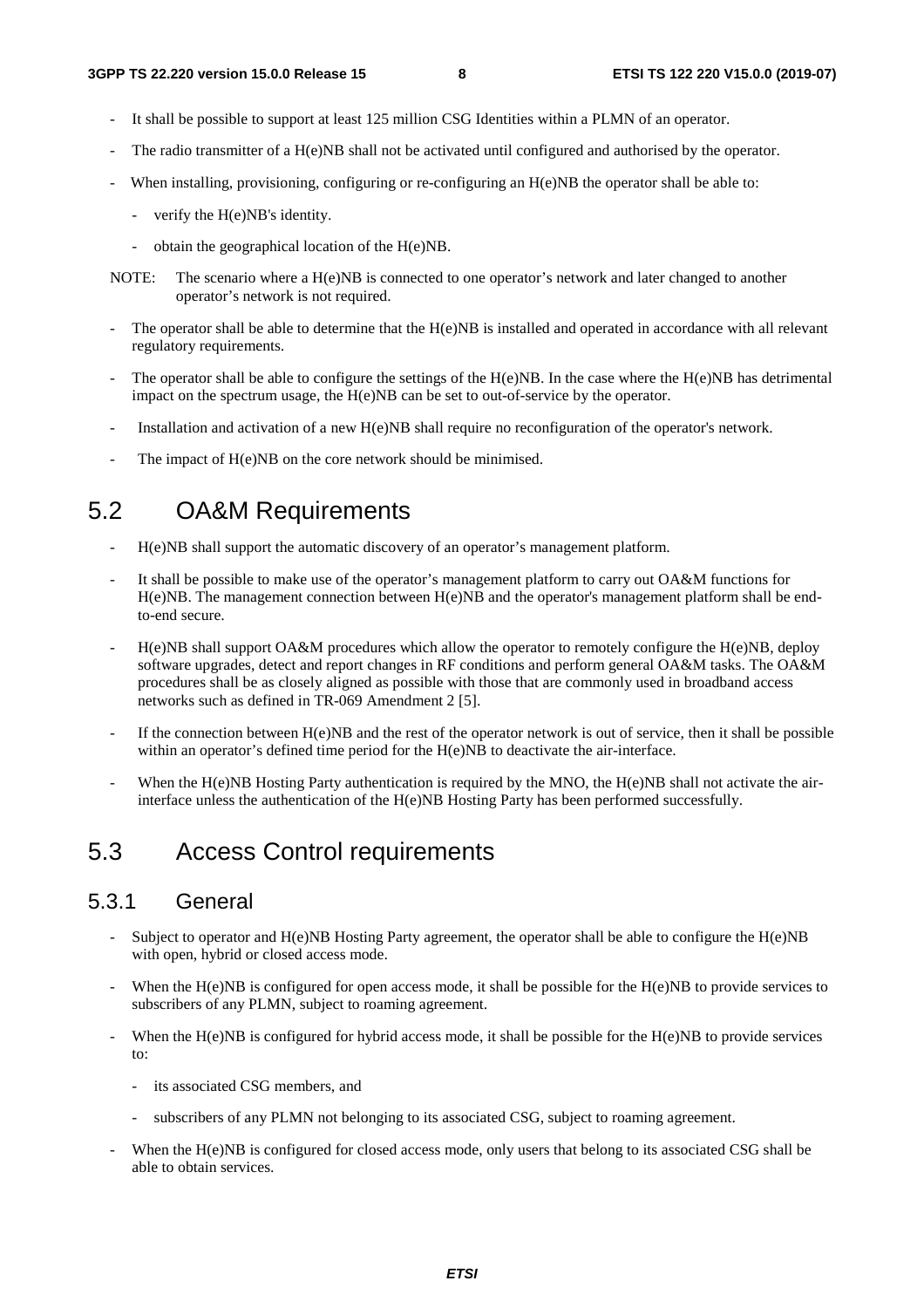- It shall be possible to support at least 125 million CSG Identities within a PLMN of an operator.
- The radio transmitter of a H(e)NB shall not be activated until configured and authorised by the operator.
- When installing, provisioning, configuring or re-configuring an H(e)NB the operator shall be able to:
  - verify the H(e)NB's identity.
  - obtain the geographical location of the H(e)NB.

NOTE: The scenario where a H(e)NB is connected to one operator's network and later changed to another operator's network is not required.

- The operator shall be able to determine that the H(e)NB is installed and operated in accordance with all relevant regulatory requirements.
- The operator shall be able to configure the settings of the H(e)NB. In the case where the H(e)NB has detrimental impact on the spectrum usage, the H(e)NB can be set to out-of-service by the operator.
- Installation and activation of a new H(e)NB shall require no reconfiguration of the operator's network.
- The impact of H(e)NB on the core network should be minimised.

## 5.2 OA&M Requirements

- H(e)NB shall support the automatic discovery of an operator's management platform.
- It shall be possible to make use of the operator's management platform to carry out OA&M functions for H(e)NB. The management connection between H(e)NB and the operator's management platform shall be end-to-end secure.
- H(e)NB shall support OA&M procedures which allow the operator to remotely configure the H(e)NB, deploy software upgrades, detect and report changes in RF conditions and perform general OA&M tasks. The OA&M procedures shall be as closely aligned as possible with those that are commonly used in broadband access networks such as defined in TR-069 Amendment 2 [5].
- If the connection between H(e)NB and the rest of the operator network is out of service, then it shall be possible within an operator's defined time period for the H(e)NB to deactivate the air-interface.
- When the H(e)NB Hosting Party authentication is required by the MNO, the H(e)NB shall not activate the air-interface unless the authentication of the H(e)NB Hosting Party has been performed successfully.

## 5.3 Access Control requirements

### 5.3.1 General

- Subject to operator and H(e)NB Hosting Party agreement, the operator shall be able to configure the H(e)NB with open, hybrid or closed access mode.
- When the H(e)NB is configured for open access mode, it shall be possible for the H(e)NB to provide services to subscribers of any PLMN, subject to roaming agreement.
- When the H(e)NB is configured for hybrid access mode, it shall be possible for the H(e)NB to provide services to:
  - its associated CSG members, and
  - subscribers of any PLMN not belonging to its associated CSG, subject to roaming agreement.
- When the H(e)NB is configured for closed access mode, only users that belong to its associated CSG shall be able to obtain services.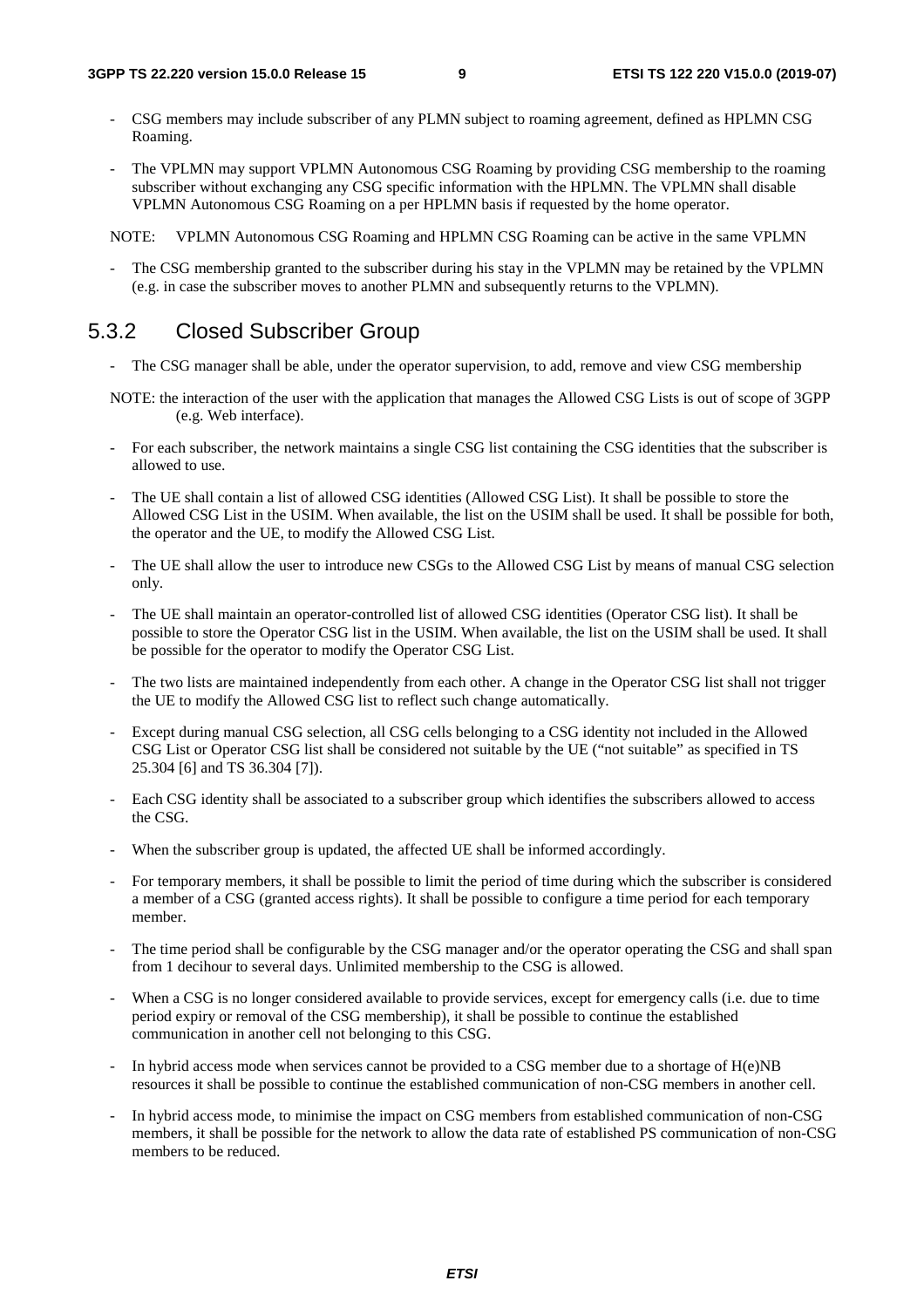- CSG members may include subscriber of any PLMN subject to roaming agreement, defined as HPLMN CSG Roaming.

- The VPLMN may support VPLMN Autonomous CSG Roaming by providing CSG membership to the roaming subscriber without exchanging any CSG specific information with the HPLMN. The VPLMN shall disable VPLMN Autonomous CSG Roaming on a per HPLMN basis if requested by the home operator.

NOTE: VPLMN Autonomous CSG Roaming and HPLMN CSG Roaming can be active in the same VPLMN

- The CSG membership granted to the subscriber during his stay in the VPLMN may be retained by the VPLMN (e.g. in case the subscriber moves to another PLMN and subsequently returns to the VPLMN).

### 5.3.2 Closed Subscriber Group

- The CSG manager shall be able, under the operator supervision, to add, remove and view CSG membership

NOTE: the interaction of the user with the application that manages the Allowed CSG Lists is out of scope of 3GPP (e.g. Web interface).

- For each subscriber, the network maintains a single CSG list containing the CSG identities that the subscriber is allowed to use.

- The UE shall contain a list of allowed CSG identities (Allowed CSG List). It shall be possible to store the Allowed CSG List in the USIM. When available, the list on the USIM shall be used. It shall be possible for both, the operator and the UE, to modify the Allowed CSG List.

- The UE shall allow the user to introduce new CSGs to the Allowed CSG List by means of manual CSG selection only.

- The UE shall maintain an operator-controlled list of allowed CSG identities (Operator CSG list). It shall be possible to store the Operator CSG list in the USIM. When available, the list on the USIM shall be used. It shall be possible for the operator to modify the Operator CSG List.

- The two lists are maintained independently from each other. A change in the Operator CSG list shall not trigger the UE to modify the Allowed CSG list to reflect such change automatically.

- Except during manual CSG selection, all CSG cells belonging to a CSG identity not included in the Allowed CSG List or Operator CSG list shall be considered not suitable by the UE ("not suitable" as specified in TS 25.304 [6] and TS 36.304 [7]).

- Each CSG identity shall be associated to a subscriber group which identifies the subscribers allowed to access the CSG.

- When the subscriber group is updated, the affected UE shall be informed accordingly.

- For temporary members, it shall be possible to limit the period of time during which the subscriber is considered a member of a CSG (granted access rights). It shall be possible to configure a time period for each temporary member.

- The time period shall be configurable by the CSG manager and/or the operator operating the CSG and shall span from 1 decihour to several days. Unlimited membership to the CSG is allowed.

- When a CSG is no longer considered available to provide services, except for emergency calls (i.e. due to time period expiry or removal of the CSG membership), it shall be possible to continue the established communication in another cell not belonging to this CSG.

- In hybrid access mode when services cannot be provided to a CSG member due to a shortage of H(e)NB resources it shall be possible to continue the established communication of non-CSG members in another cell.

- In hybrid access mode, to minimise the impact on CSG members from established communication of non-CSG members, it shall be possible for the network to allow the data rate of established PS communication of non-CSG members to be reduced.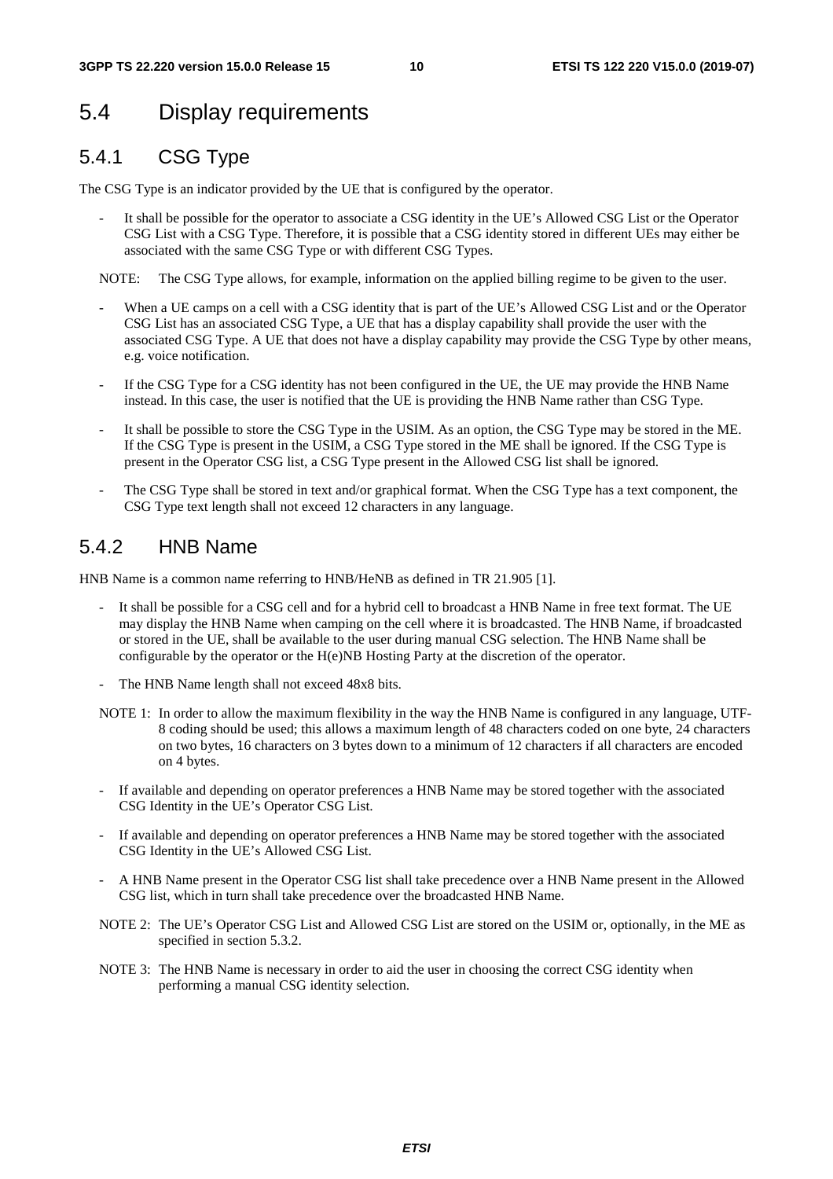## 5.4 Display requirements

### 5.4.1 CSG Type

The CSG Type is an indicator provided by the UE that is configured by the operator.

- It shall be possible for the operator to associate a CSG identity in the UE's Allowed CSG List or the Operator CSG List with a CSG Type. Therefore, it is possible that a CSG identity stored in different UEs may either be associated with the same CSG Type or with different CSG Types.

NOTE: The CSG Type allows, for example, information on the applied billing regime to be given to the user.

- When a UE camps on a cell with a CSG identity that is part of the UE's Allowed CSG List and or the Operator CSG List has an associated CSG Type, a UE that has a display capability shall provide the user with the associated CSG Type. A UE that does not have a display capability may provide the CSG Type by other means, e.g. voice notification.
- If the CSG Type for a CSG identity has not been configured in the UE, the UE may provide the HNB Name instead. In this case, the user is notified that the UE is providing the HNB Name rather than CSG Type.
- It shall be possible to store the CSG Type in the USIM. As an option, the CSG Type may be stored in the ME. If the CSG Type is present in the USIM, a CSG Type stored in the ME shall be ignored. If the CSG Type is present in the Operator CSG list, a CSG Type present in the Allowed CSG list shall be ignored.
- The CSG Type shall be stored in text and/or graphical format. When the CSG Type has a text component, the CSG Type text length shall not exceed 12 characters in any language.

### 5.4.2 HNB Name

HNB Name is a common name referring to HNB/HeNB as defined in TR 21.905 [1].

- It shall be possible for a CSG cell and for a hybrid cell to broadcast a HNB Name in free text format. The UE may display the HNB Name when camping on the cell where it is broadcasted. The HNB Name, if broadcasted or stored in the UE, shall be available to the user during manual CSG selection. The HNB Name shall be configurable by the operator or the H(e)NB Hosting Party at the discretion of the operator.
- The HNB Name length shall not exceed 48x8 bits.

NOTE 1: In order to allow the maximum flexibility in the way the HNB Name is configured in any language, UTF-8 coding should be used; this allows a maximum length of 48 characters coded on one byte, 24 characters on two bytes, 16 characters on 3 bytes down to a minimum of 12 characters if all characters are encoded on 4 bytes.

- If available and depending on operator preferences a HNB Name may be stored together with the associated CSG Identity in the UE's Operator CSG List.
- If available and depending on operator preferences a HNB Name may be stored together with the associated CSG Identity in the UE's Allowed CSG List.
- A HNB Name present in the Operator CSG list shall take precedence over a HNB Name present in the Allowed CSG list, which in turn shall take precedence over the broadcasted HNB Name.

NOTE 2: The UE's Operator CSG List and Allowed CSG List are stored on the USIM or, optionally, in the ME as specified in section 5.3.2.

NOTE 3: The HNB Name is necessary in order to aid the user in choosing the correct CSG identity when performing a manual CSG identity selection.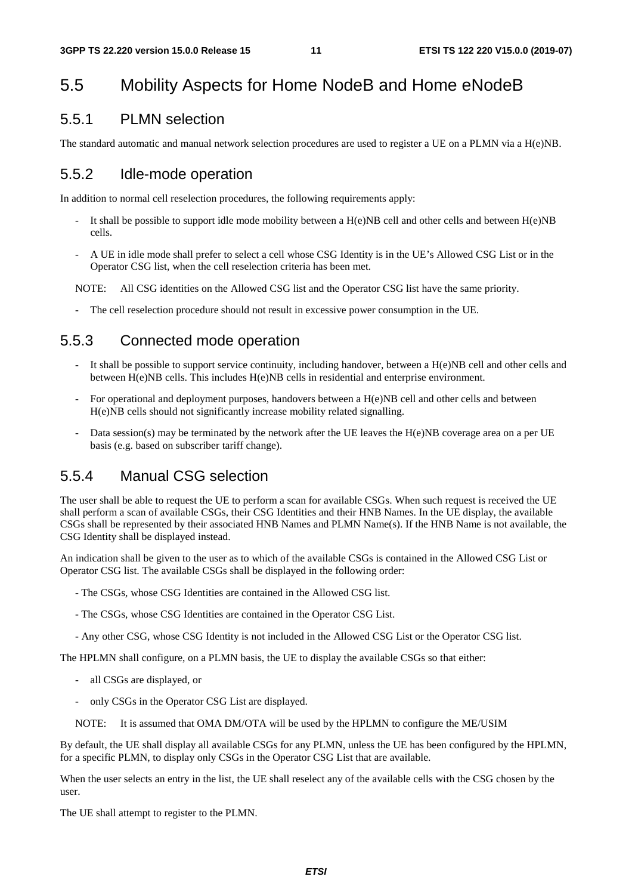# 5.5 Mobility Aspects for Home NodeB and Home eNodeB

## 5.5.1 PLMN selection

The standard automatic and manual network selection procedures are used to register a UE on a PLMN via a H(e)NB.

## 5.5.2 Idle-mode operation

In addition to normal cell reselection procedures, the following requirements apply:

- It shall be possible to support idle mode mobility between a H(e)NB cell and other cells and between H(e)NB cells.
- A UE in idle mode shall prefer to select a cell whose CSG Identity is in the UE's Allowed CSG List or in the Operator CSG list, when the cell reselection criteria has been met.

NOTE: All CSG identities on the Allowed CSG list and the Operator CSG list have the same priority.

- The cell reselection procedure should not result in excessive power consumption in the UE.

## 5.5.3 Connected mode operation

- It shall be possible to support service continuity, including handover, between a H(e)NB cell and other cells and between H(e)NB cells. This includes H(e)NB cells in residential and enterprise environment.
- For operational and deployment purposes, handovers between a H(e)NB cell and other cells and between H(e)NB cells should not significantly increase mobility related signalling.
- Data session(s) may be terminated by the network after the UE leaves the H(e)NB coverage area on a per UE basis (e.g. based on subscriber tariff change).

## 5.5.4 Manual CSG selection

The user shall be able to request the UE to perform a scan for available CSGs. When such request is received the UE shall perform a scan of available CSGs, their CSG Identities and their HNB Names. In the UE display, the available CSGs shall be represented by their associated HNB Names and PLMN Name(s). If the HNB Name is not available, the CSG Identity shall be displayed instead.

An indication shall be given to the user as to which of the available CSGs is contained in the Allowed CSG List or Operator CSG list. The available CSGs shall be displayed in the following order:

- The CSGs, whose CSG Identities are contained in the Allowed CSG list.
- The CSGs, whose CSG Identities are contained in the Operator CSG List.
- Any other CSG, whose CSG Identity is not included in the Allowed CSG List or the Operator CSG list.

The HPLMN shall configure, on a PLMN basis, the UE to display the available CSGs so that either:

- all CSGs are displayed, or
- only CSGs in the Operator CSG List are displayed.

NOTE: It is assumed that OMA DM/OTA will be used by the HPLMN to configure the ME/USIM

By default, the UE shall display all available CSGs for any PLMN, unless the UE has been configured by the HPLMN, for a specific PLMN, to display only CSGs in the Operator CSG List that are available.

When the user selects an entry in the list, the UE shall reselect any of the available cells with the CSG chosen by the user.

The UE shall attempt to register to the PLMN.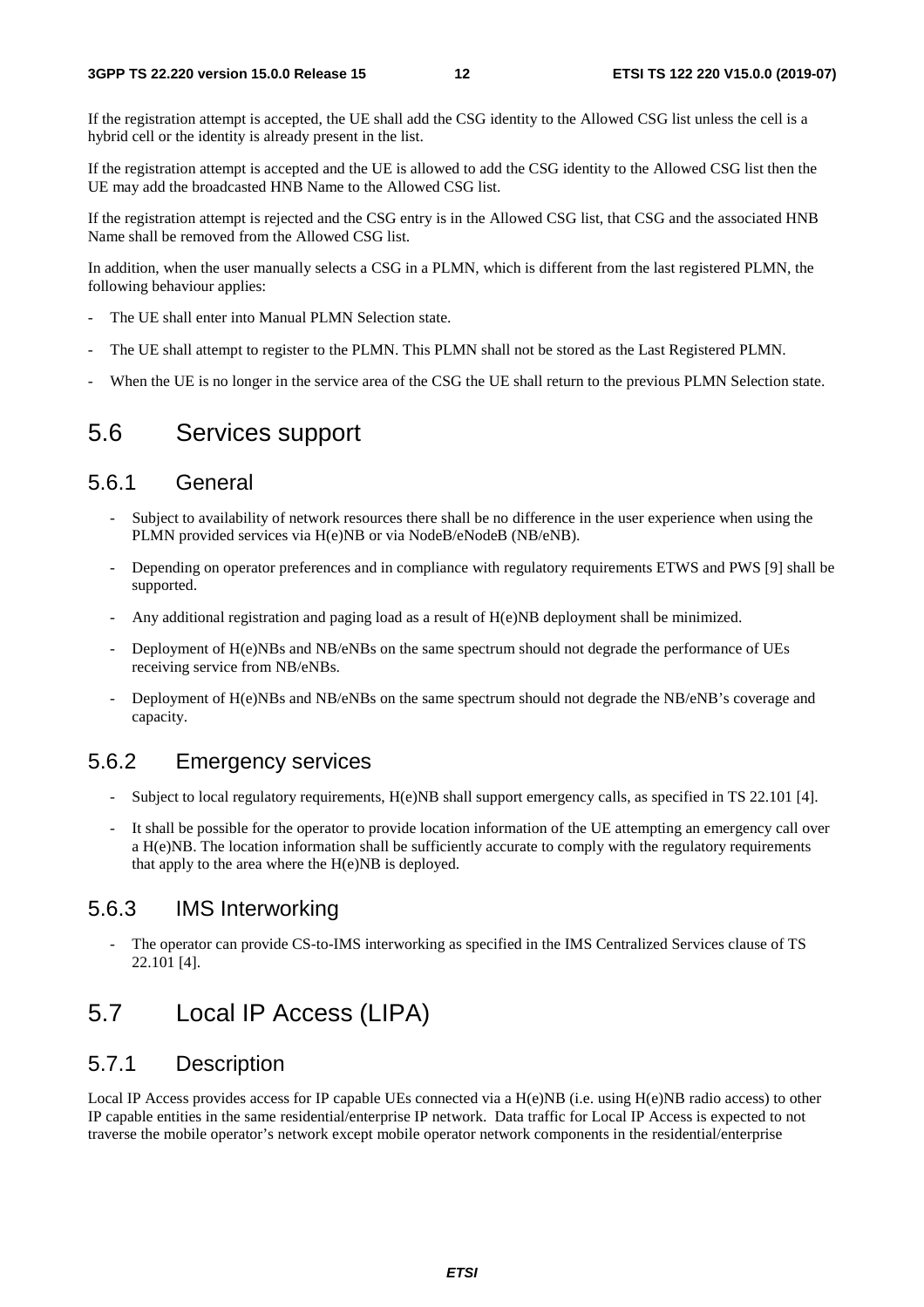If the registration attempt is accepted, the UE shall add the CSG identity to the Allowed CSG list unless the cell is a hybrid cell or the identity is already present in the list.

If the registration attempt is accepted and the UE is allowed to add the CSG identity to the Allowed CSG list then the UE may add the broadcasted HNB Name to the Allowed CSG list.

If the registration attempt is rejected and the CSG entry is in the Allowed CSG list, that CSG and the associated HNB Name shall be removed from the Allowed CSG list.

In addition, when the user manually selects a CSG in a PLMN, which is different from the last registered PLMN, the following behaviour applies:

- The UE shall enter into Manual PLMN Selection state.
- The UE shall attempt to register to the PLMN. This PLMN shall not be stored as the Last Registered PLMN.
- When the UE is no longer in the service area of the CSG the UE shall return to the previous PLMN Selection state.

## 5.6 Services support

### 5.6.1 General

- Subject to availability of network resources there shall be no difference in the user experience when using the PLMN provided services via H(e)NB or via NodeB/eNodeB (NB/eNB).
- Depending on operator preferences and in compliance with regulatory requirements ETWS and PWS [9] shall be supported.
- Any additional registration and paging load as a result of H(e)NB deployment shall be minimized.
- Deployment of H(e)NBs and NB/eNBs on the same spectrum should not degrade the performance of UEs receiving service from NB/eNBs.
- Deployment of H(e)NBs and NB/eNBs on the same spectrum should not degrade the NB/eNB's coverage and capacity.

### 5.6.2 Emergency services

- Subject to local regulatory requirements, H(e)NB shall support emergency calls, as specified in TS 22.101 [4].
- It shall be possible for the operator to provide location information of the UE attempting an emergency call over a H(e)NB. The location information shall be sufficiently accurate to comply with the regulatory requirements that apply to the area where the H(e)NB is deployed.

### 5.6.3 IMS Interworking

- The operator can provide CS-to-IMS interworking as specified in the IMS Centralized Services clause of TS 22.101 [4].

## 5.7 Local IP Access (LIPA)

### 5.7.1 Description

Local IP Access provides access for IP capable UEs connected via a H(e)NB (i.e. using H(e)NB radio access) to other IP capable entities in the same residential/enterprise IP network. Data traffic for Local IP Access is expected to not traverse the mobile operator's network except mobile operator network components in the residential/enterprise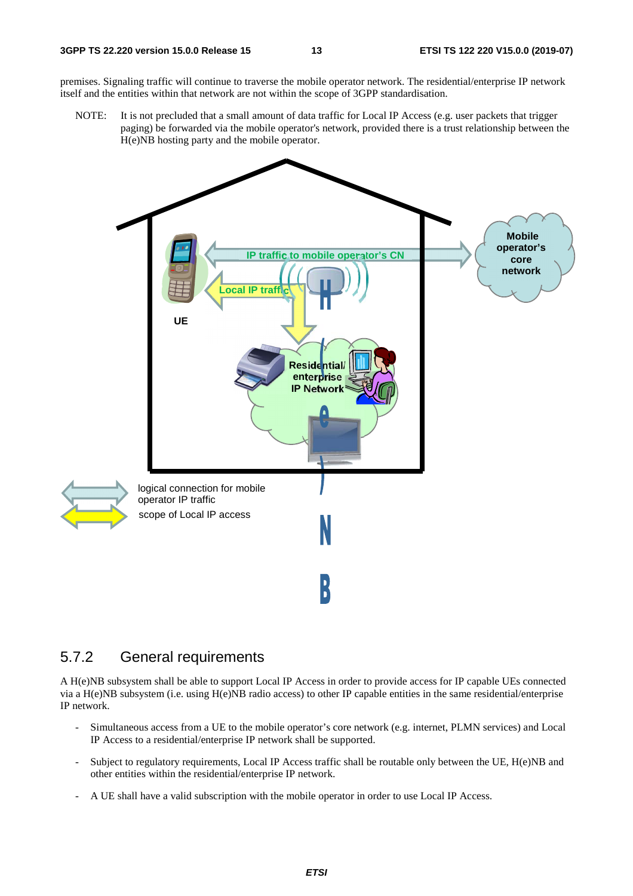premises. Signaling traffic will continue to traverse the mobile operator network. The residential/enterprise IP network itself and the entities within that network are not within the scope of 3GPP standardisation.

NOTE: It is not precluded that a small amount of data traffic for Local IP Access (e.g. user packets that trigger paging) be forwarded via the mobile operator's network, provided there is a trust relationship between the H(e)NB hosting party and the mobile operator.

## 5.7.2 General requirements

A H(e)NB subsystem shall be able to support Local IP Access in order to provide access for IP capable UEs connected via a H(e)NB subsystem (i.e. using H(e)NB radio access) to other IP capable entities in the same residential/enterprise IP network.

- Simultaneous access from a UE to the mobile operator's core network (e.g. internet, PLMN services) and Local IP Access to a residential/enterprise IP network shall be supported.
- Subject to regulatory requirements, Local IP Access traffic shall be routable only between the UE, H(e)NB and other entities within the residential/enterprise IP network.
- A UE shall have a valid subscription with the mobile operator in order to use Local IP Access.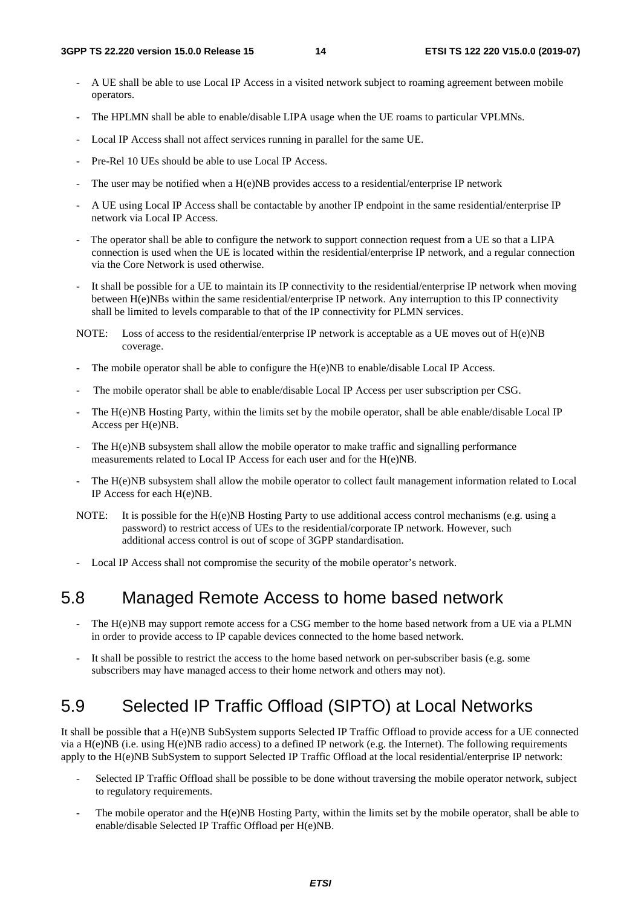- A UE shall be able to use Local IP Access in a visited network subject to roaming agreement between mobile operators.

- The HPLMN shall be able to enable/disable LIPA usage when the UE roams to particular VPLMNs.

- Local IP Access shall not affect services running in parallel for the same UE.

- Pre-Rel 10 UEs should be able to use Local IP Access.

- The user may be notified when a H(e)NB provides access to a residential/enterprise IP network

- A UE using Local IP Access shall be contactable by another IP endpoint in the same residential/enterprise IP network via Local IP Access.

- The operator shall be able to configure the network to support connection request from a UE so that a LIPA connection is used when the UE is located within the residential/enterprise IP network, and a regular connection via the Core Network is used otherwise.

- It shall be possible for a UE to maintain its IP connectivity to the residential/enterprise IP network when moving between H(e)NBs within the same residential/enterprise IP network. Any interruption to this IP connectivity shall be limited to levels comparable to that of the IP connectivity for PLMN services.

NOTE: Loss of access to the residential/enterprise IP network is acceptable as a UE moves out of H(e)NB coverage.

- The mobile operator shall be able to configure the H(e)NB to enable/disable Local IP Access.

- The mobile operator shall be able to enable/disable Local IP Access per user subscription per CSG.

- The H(e)NB Hosting Party, within the limits set by the mobile operator, shall be able enable/disable Local IP Access per H(e)NB.

- The H(e)NB subsystem shall allow the mobile operator to make traffic and signalling performance measurements related to Local IP Access for each user and for the H(e)NB.

- The H(e)NB subsystem shall allow the mobile operator to collect fault management information related to Local IP Access for each H(e)NB.

NOTE: It is possible for the H(e)NB Hosting Party to use additional access control mechanisms (e.g. using a password) to restrict access of UEs to the residential/corporate IP network. However, such additional access control is out of scope of 3GPP standardisation.

- Local IP Access shall not compromise the security of the mobile operator's network.

## 5.8 Managed Remote Access to home based network

- The H(e)NB may support remote access for a CSG member to the home based network from a UE via a PLMN in order to provide access to IP capable devices connected to the home based network.

- It shall be possible to restrict the access to the home based network on per-subscriber basis (e.g. some subscribers may have managed access to their home network and others may not).

## 5.9 Selected IP Traffic Offload (SIPTO) at Local Networks

It shall be possible that a H(e)NB SubSystem supports Selected IP Traffic Offload to provide access for a UE connected via a H(e)NB (i.e. using H(e)NB radio access) to a defined IP network (e.g. the Internet). The following requirements apply to the H(e)NB SubSystem to support Selected IP Traffic Offload at the local residential/enterprise IP network:

- Selected IP Traffic Offload shall be possible to be done without traversing the mobile operator network, subject to regulatory requirements.

- The mobile operator and the H(e)NB Hosting Party, within the limits set by the mobile operator, shall be able to enable/disable Selected IP Traffic Offload per H(e)NB.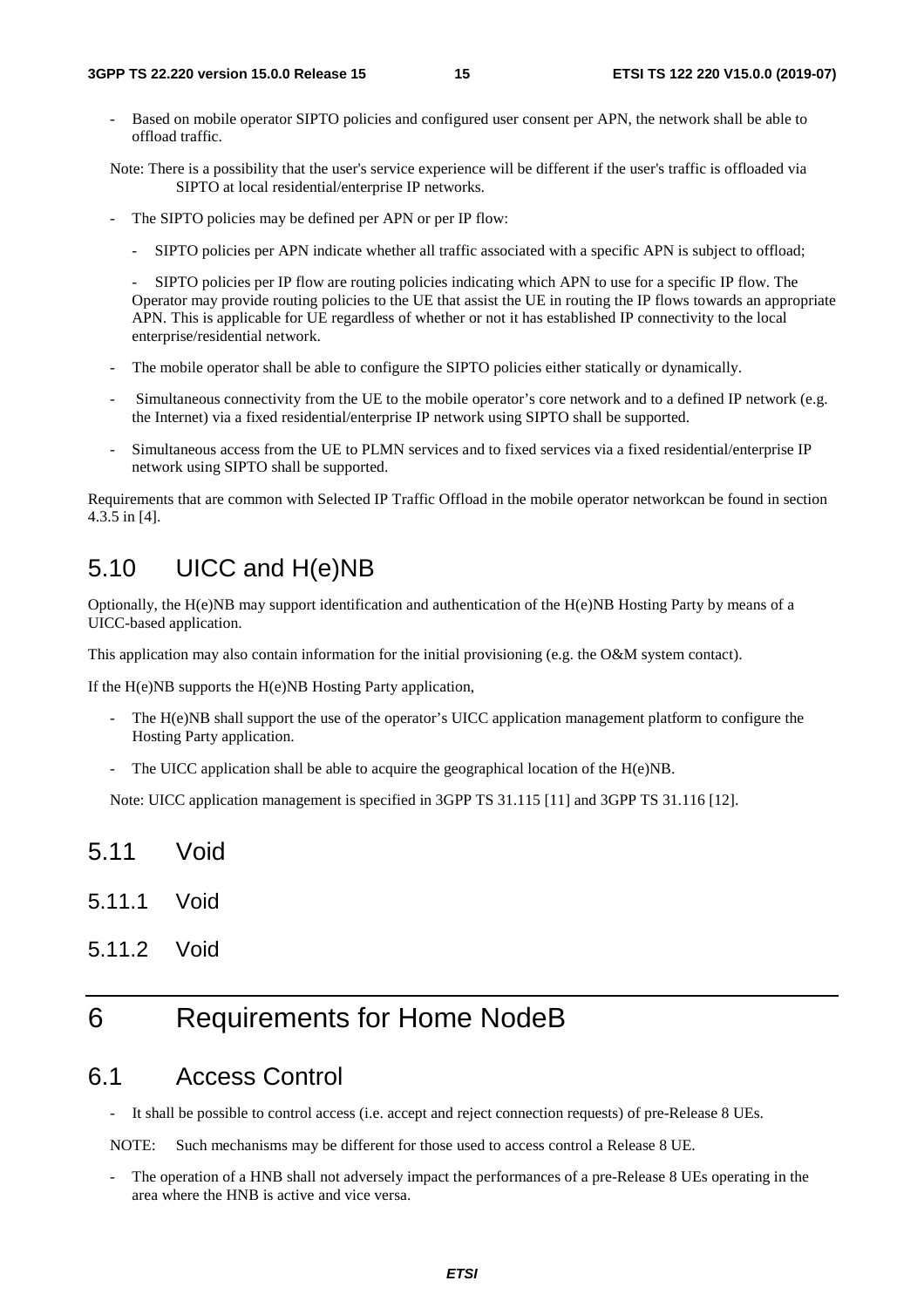- Based on mobile operator SIPTO policies and configured user consent per APN, the network shall be able to offload traffic.

Note: There is a possibility that the user's service experience will be different if the user's traffic is offloaded via SIPTO at local residential/enterprise IP networks.

- The SIPTO policies may be defined per APN or per IP flow:
  - SIPTO policies per APN indicate whether all traffic associated with a specific APN is subject to offload;
  - SIPTO policies per IP flow are routing policies indicating which APN to use for a specific IP flow. The Operator may provide routing policies to the UE that assist the UE in routing the IP flows towards an appropriate APN. This is applicable for UE regardless of whether or not it has established IP connectivity to the local enterprise/residential network.
- The mobile operator shall be able to configure the SIPTO policies either statically or dynamically.
- Simultaneous connectivity from the UE to the mobile operator's core network and to a defined IP network (e.g. the Internet) via a fixed residential/enterprise IP network using SIPTO shall be supported.
- Simultaneous access from the UE to PLMN services and to fixed services via a fixed residential/enterprise IP network using SIPTO shall be supported.

Requirements that are common with Selected IP Traffic Offload in the mobile operator networkcan be found in section 4.3.5 in [4].

## 5.10 UICC and H(e)NB

Optionally, the H(e)NB may support identification and authentication of the H(e)NB Hosting Party by means of a UICC-based application.

This application may also contain information for the initial provisioning (e.g. the O&M system contact).

If the H(e)NB supports the H(e)NB Hosting Party application,

- The H(e)NB shall support the use of the operator's UICC application management platform to configure the Hosting Party application.
- The UICC application shall be able to acquire the geographical location of the H(e)NB.

Note: UICC application management is specified in 3GPP TS 31.115 [11] and 3GPP TS 31.116 [12].

## 5.11 Void

### 5.11.1 Void

### 5.11.2 Void

# 6 Requirements for Home NodeB

## 6.1 Access Control

- It shall be possible to control access (i.e. accept and reject connection requests) of pre-Release 8 UEs.

NOTE: Such mechanisms may be different for those used to access control a Release 8 UE.

- The operation of a HNB shall not adversely impact the performances of a pre-Release 8 UEs operating in the area where the HNB is active and vice versa.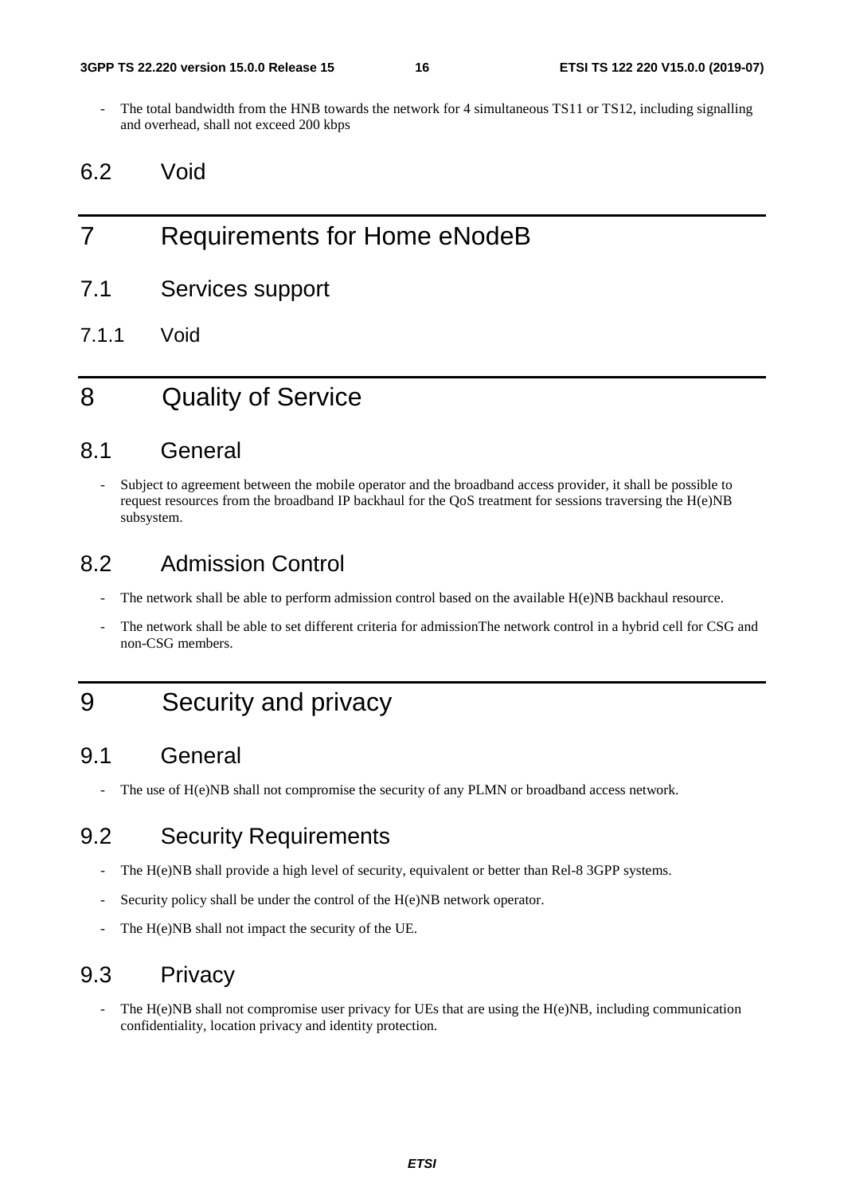- The total bandwidth from the HNB towards the network for 4 simultaneous TS11 or TS12, including signalling and overhead, shall not exceed 200 kbps

## 6.2 Void

# 7 Requirements for Home eNodeB

## 7.1 Services support

### 7.1.1 Void

# 8 Quality of Service

## 8.1 General

- Subject to agreement between the mobile operator and the broadband access provider, it shall be possible to request resources from the broadband IP backhaul for the QoS treatment for sessions traversing the H(e)NB subsystem.

## 8.2 Admission Control

- The network shall be able to perform admission control based on the available H(e)NB backhaul resource.
- The network shall be able to set different criteria for admissionThe network control in a hybrid cell for CSG and non-CSG members.

# 9 Security and privacy

## 9.1 General

- The use of H(e)NB shall not compromise the security of any PLMN or broadband access network.

## 9.2 Security Requirements

- The H(e)NB shall provide a high level of security, equivalent or better than Rel-8 3GPP systems.
- Security policy shall be under the control of the H(e)NB network operator.
- The H(e)NB shall not impact the security of the UE.

## 9.3 Privacy

- The H(e)NB shall not compromise user privacy for UEs that are using the H(e)NB, including communication confidentiality, location privacy and identity protection.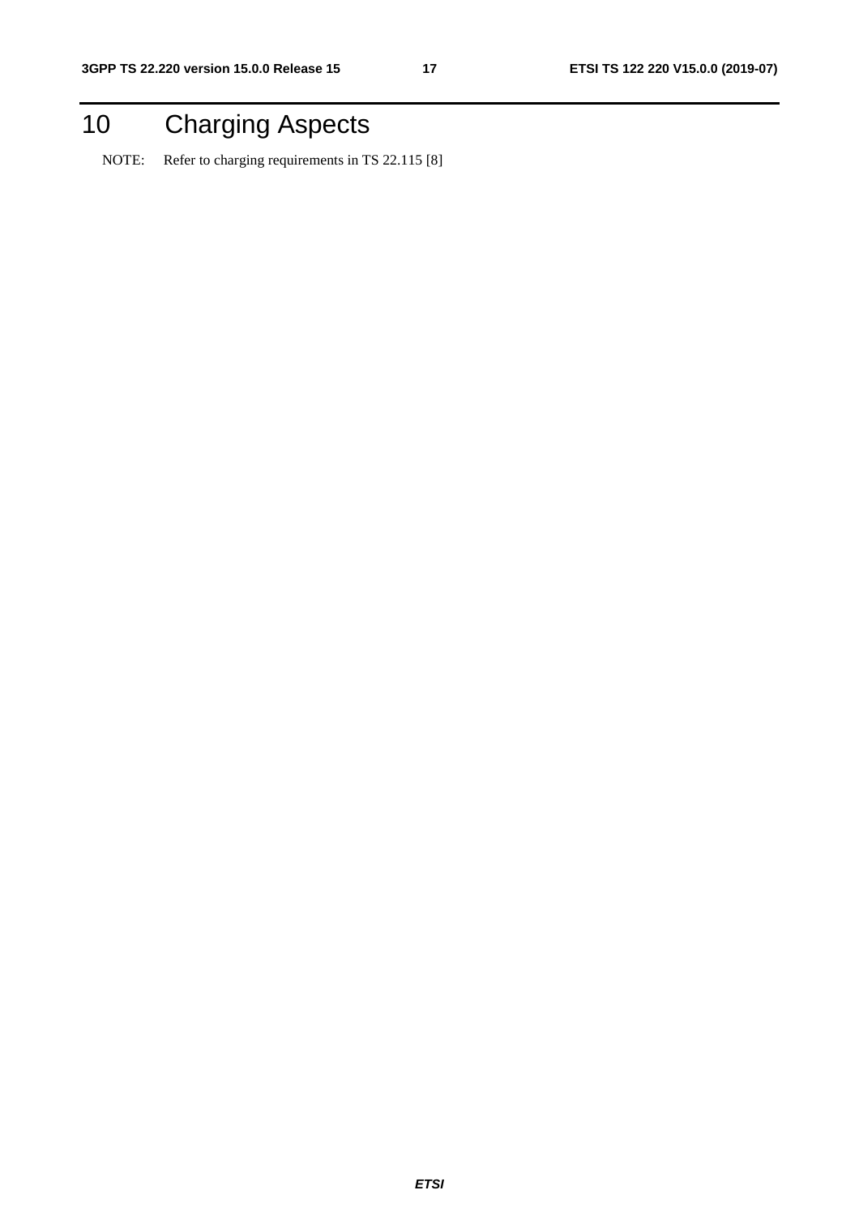# 10 Charging Aspects

NOTE: Refer to charging requirements in TS 22.115 [8]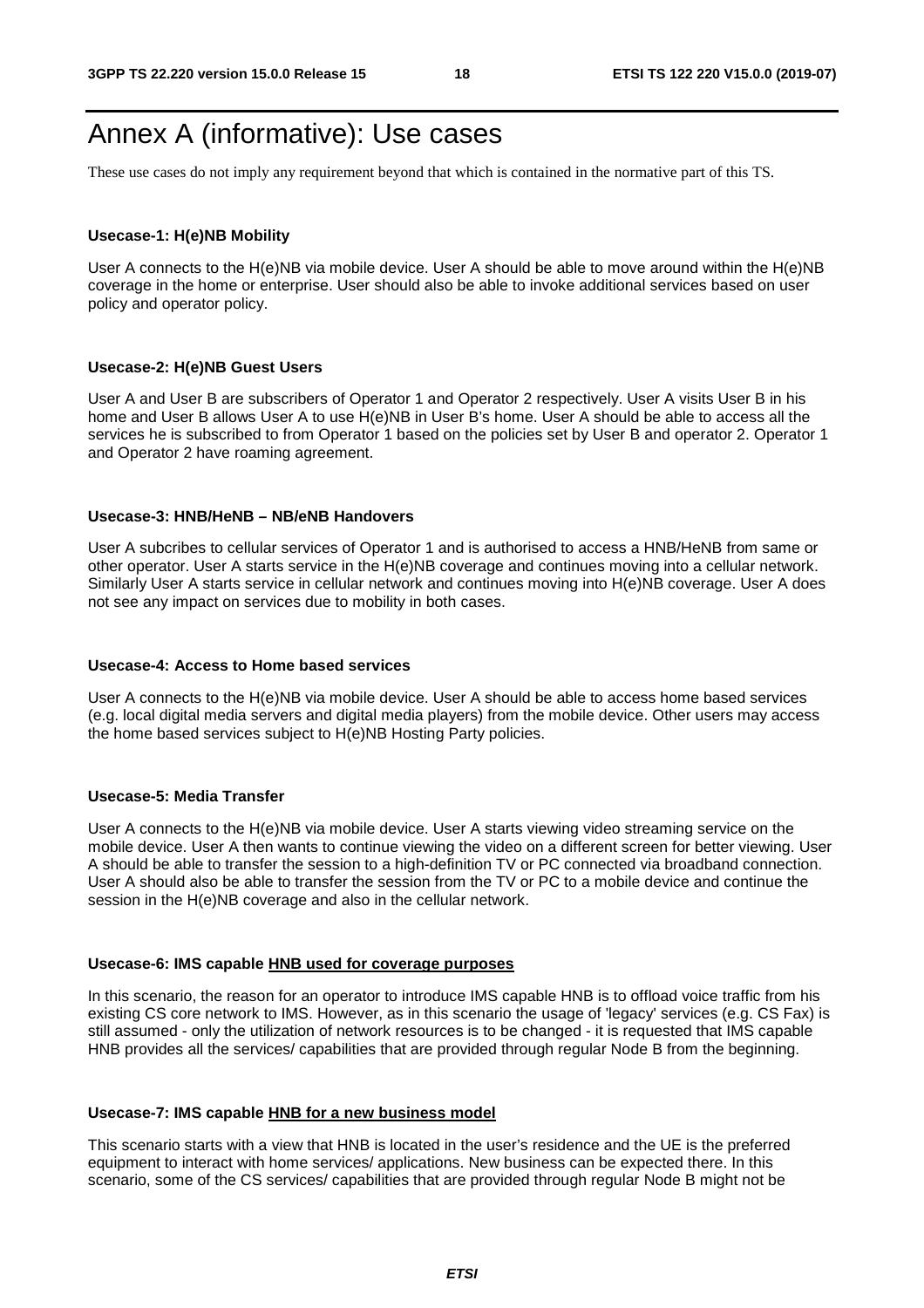# Annex A (informative): Use cases

These use cases do not imply any requirement beyond that which is contained in the normative part of this TS.

**Usecase-1: H(e)NB Mobility**

User A connects to the H(e)NB via mobile device. User A should be able to move around within the H(e)NB coverage in the home or enterprise. User should also be able to invoke additional services based on user policy and operator policy.

**Usecase-2: H(e)NB Guest Users**

User A and User B are subscribers of Operator 1 and Operator 2 respectively. User A visits User B in his home and User B allows User A to use H(e)NB in User B's home. User A should be able to access all the services he is subscribed to from Operator 1 based on the policies set by User B and operator 2. Operator 1 and Operator 2 have roaming agreement.

**Usecase-3: HNB/HeNB – NB/eNB Handovers**

User A subcribes to cellular services of Operator 1 and is authorised to access a HNB/HeNB from same or other operator. User A starts service in the H(e)NB coverage and continues moving into a cellular network. Similarly User A starts service in cellular network and continues moving into H(e)NB coverage. User A does not see any impact on services due to mobility in both cases.

**Usecase-4: Access to Home based services**

User A connects to the H(e)NB via mobile device. User A should be able to access home based services (e.g. local digital media servers and digital media players) from the mobile device. Other users may access the home based services subject to H(e)NB Hosting Party policies.

**Usecase-5: Media Transfer**

User A connects to the H(e)NB via mobile device. User A starts viewing video streaming service on the mobile device. User A then wants to continue viewing the video on a different screen for better viewing. User A should be able to transfer the session to a high-definition TV or PC connected via broadband connection. User A should also be able to transfer the session from the TV or PC to a mobile device and continue the session in the H(e)NB coverage and also in the cellular network.

**Usecase-6: IMS capable HNB used for coverage purposes**

In this scenario, the reason for an operator to introduce IMS capable HNB is to offload voice traffic from his existing CS core network to IMS. However, as in this scenario the usage of 'legacy' services (e.g. CS Fax) is still assumed - only the utilization of network resources is to be changed - it is requested that IMS capable HNB provides all the services/ capabilities that are provided through regular Node B from the beginning.

**Usecase-7: IMS capable HNB for a new business model**

This scenario starts with a view that HNB is located in the user's residence and the UE is the preferred equipment to interact with home services/ applications. New business can be expected there. In this scenario, some of the CS services/ capabilities that are provided through regular Node B might not be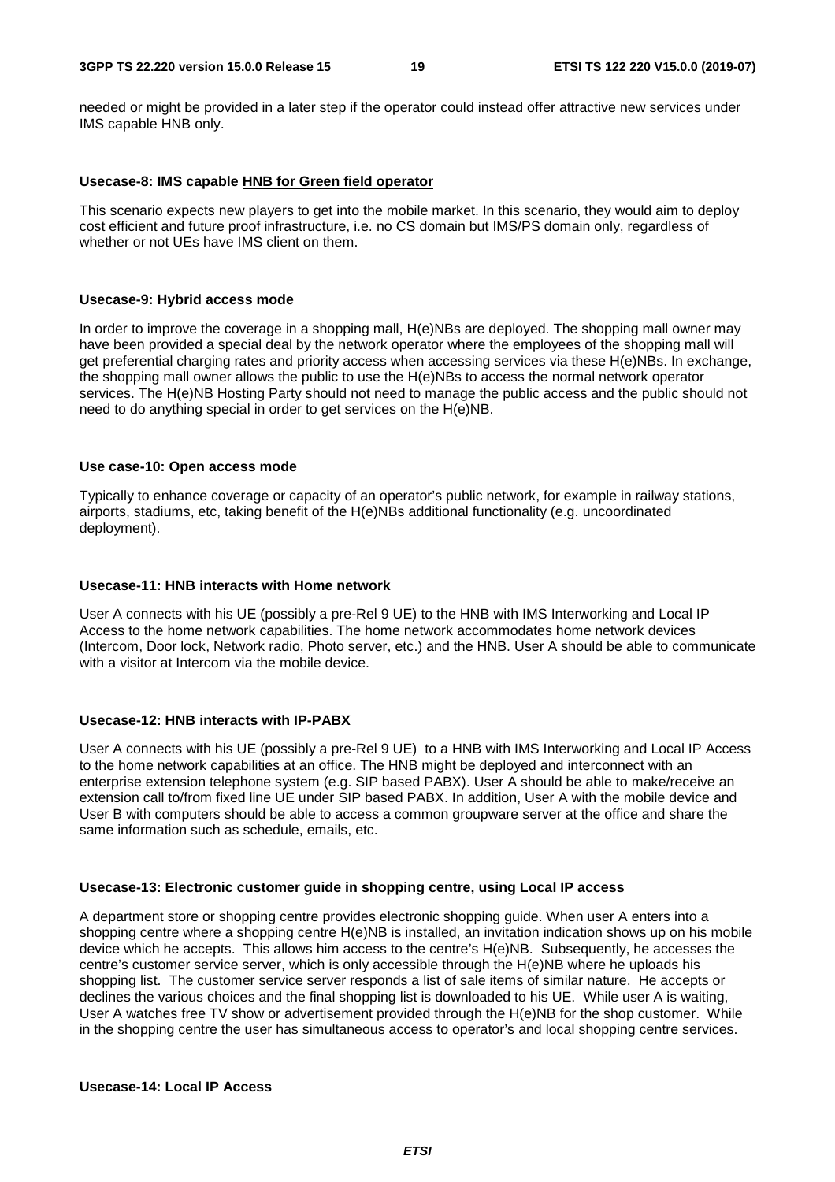needed or might be provided in a later step if the operator could instead offer attractive new services under IMS capable HNB only.

**Usecase-8: IMS capable HNB for Green field operator**

This scenario expects new players to get into the mobile market. In this scenario, they would aim to deploy cost efficient and future proof infrastructure, i.e. no CS domain but IMS/PS domain only, regardless of whether or not UEs have IMS client on them.

**Usecase-9: Hybrid access mode**

In order to improve the coverage in a shopping mall, H(e)NBs are deployed. The shopping mall owner may have been provided a special deal by the network operator where the employees of the shopping mall will get preferential charging rates and priority access when accessing services via these H(e)NBs. In exchange, the shopping mall owner allows the public to use the H(e)NBs to access the normal network operator services. The H(e)NB Hosting Party should not need to manage the public access and the public should not need to do anything special in order to get services on the H(e)NB.

**Use case-10: Open access mode**

Typically to enhance coverage or capacity of an operator's public network, for example in railway stations, airports, stadiums, etc, taking benefit of the H(e)NBs additional functionality (e.g. uncoordinated deployment).

**Usecase-11: HNB interacts with Home network**

User A connects with his UE (possibly a pre-Rel 9 UE) to the HNB with IMS Interworking and Local IP Access to the home network capabilities. The home network accommodates home network devices (Intercom, Door lock, Network radio, Photo server, etc.) and the HNB. User A should be able to communicate with a visitor at Intercom via the mobile device.

**Usecase-12: HNB interacts with IP-PABX**

User A connects with his UE (possibly a pre-Rel 9 UE) to a HNB with IMS Interworking and Local IP Access to the home network capabilities at an office. The HNB might be deployed and interconnect with an enterprise extension telephone system (e.g. SIP based PABX). User A should be able to make/receive an extension call to/from fixed line UE under SIP based PABX. In addition, User A with the mobile device and User B with computers should be able to access a common groupware server at the office and share the same information such as schedule, emails, etc.

**Usecase-13: Electronic customer guide in shopping centre, using Local IP access**

A department store or shopping centre provides electronic shopping guide. When user A enters into a shopping centre where a shopping centre H(e)NB is installed, an invitation indication shows up on his mobile device which he accepts. This allows him access to the centre's H(e)NB. Subsequently, he accesses the centre's customer service server, which is only accessible through the H(e)NB where he uploads his shopping list. The customer service server responds a list of sale items of similar nature. He accepts or declines the various choices and the final shopping list is downloaded to his UE. While user A is waiting, User A watches free TV show or advertisement provided through the H(e)NB for the shop customer. While in the shopping centre the user has simultaneous access to operator's and local shopping centre services.

**Usecase-14: Local IP Access**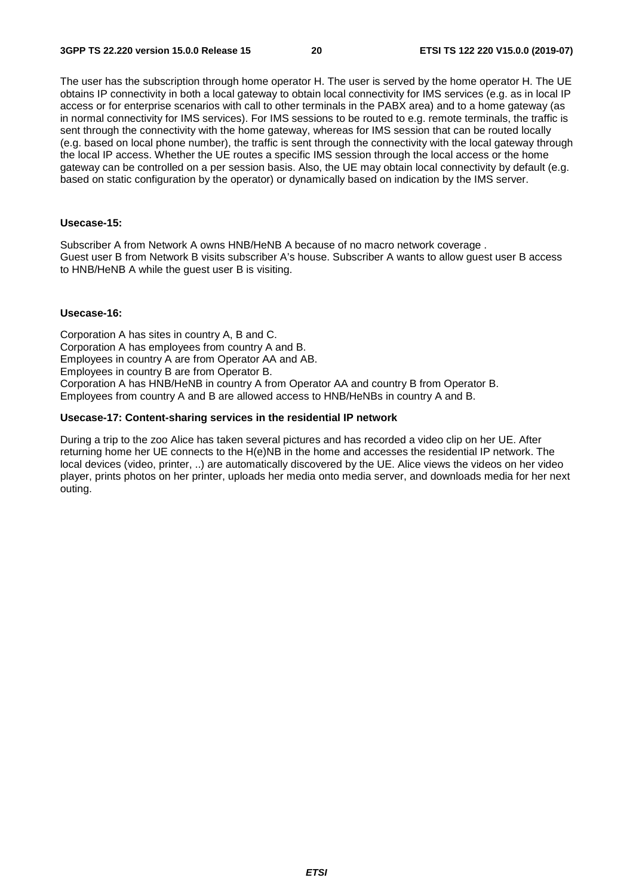The user has the subscription through home operator H. The user is served by the home operator H. The UE obtains IP connectivity in both a local gateway to obtain local connectivity for IMS services (e.g. as in local IP access or for enterprise scenarios with call to other terminals in the PABX area) and to a home gateway (as in normal connectivity for IMS services). For IMS sessions to be routed to e.g. remote terminals, the traffic is sent through the connectivity with the home gateway, whereas for IMS session that can be routed locally (e.g. based on local phone number), the traffic is sent through the connectivity with the local gateway through the local IP access. Whether the UE routes a specific IMS session through the local access or the home gateway can be controlled on a per session basis. Also, the UE may obtain local connectivity by default (e.g. based on static configuration by the operator) or dynamically based on indication by the IMS server.

**Usecase-15:**

Subscriber A from Network A owns HNB/HeNB A because of no macro network coverage .
Guest user B from Network B visits subscriber A's house. Subscriber A wants to allow guest user B access to HNB/HeNB A while the guest user B is visiting.

**Usecase-16:**

Corporation A has sites in country A, B and C.
Corporation A has employees from country A and B.
Employees in country A are from Operator AA and AB.
Employees in country B are from Operator B.
Corporation A has HNB/HeNB in country A from Operator AA and country B from Operator B.
Employees from country A and B are allowed access to HNB/HeNBs in country A and B.

**Usecase-17: Content-sharing services in the residential IP network**

During a trip to the zoo Alice has taken several pictures and has recorded a video clip on her UE. After returning home her UE connects to the H(e)NB in the home and accesses the residential IP network. The local devices (video, printer, ..) are automatically discovered by the UE. Alice views the videos on her video player, prints photos on her printer, uploads her media onto media server, and downloads media for her next outing.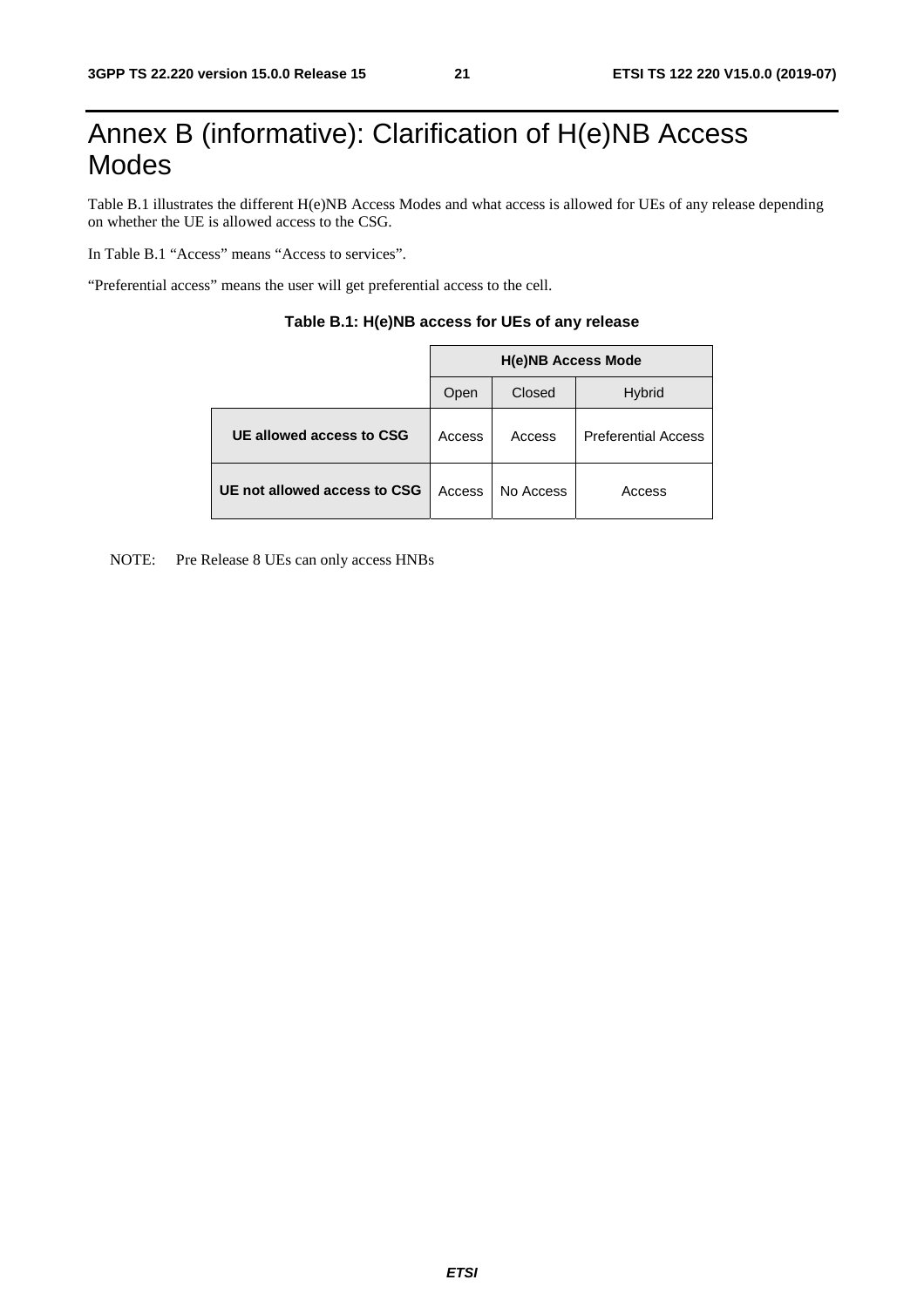# Annex B (informative): Clarification of H(e)NB Access Modes

Table B.1 illustrates the different H(e)NB Access Modes and what access is allowed for UEs of any release depending on whether the UE is allowed access to the CSG.

In Table B.1 "Access" means "Access to services".

"Preferential access" means the user will get preferential access to the cell.

**Table B.1: H(e)NB access for UEs of any release**

| | H(e)NB Access Mode | | |
|---|---|---|---|
| | Open | Closed | Hybrid |
| **UE allowed access to CSG** | Access | Access | Preferential Access |
| **UE not allowed access to CSG** | Access | No Access | Access |

NOTE: Pre Release 8 UEs can only access HNBs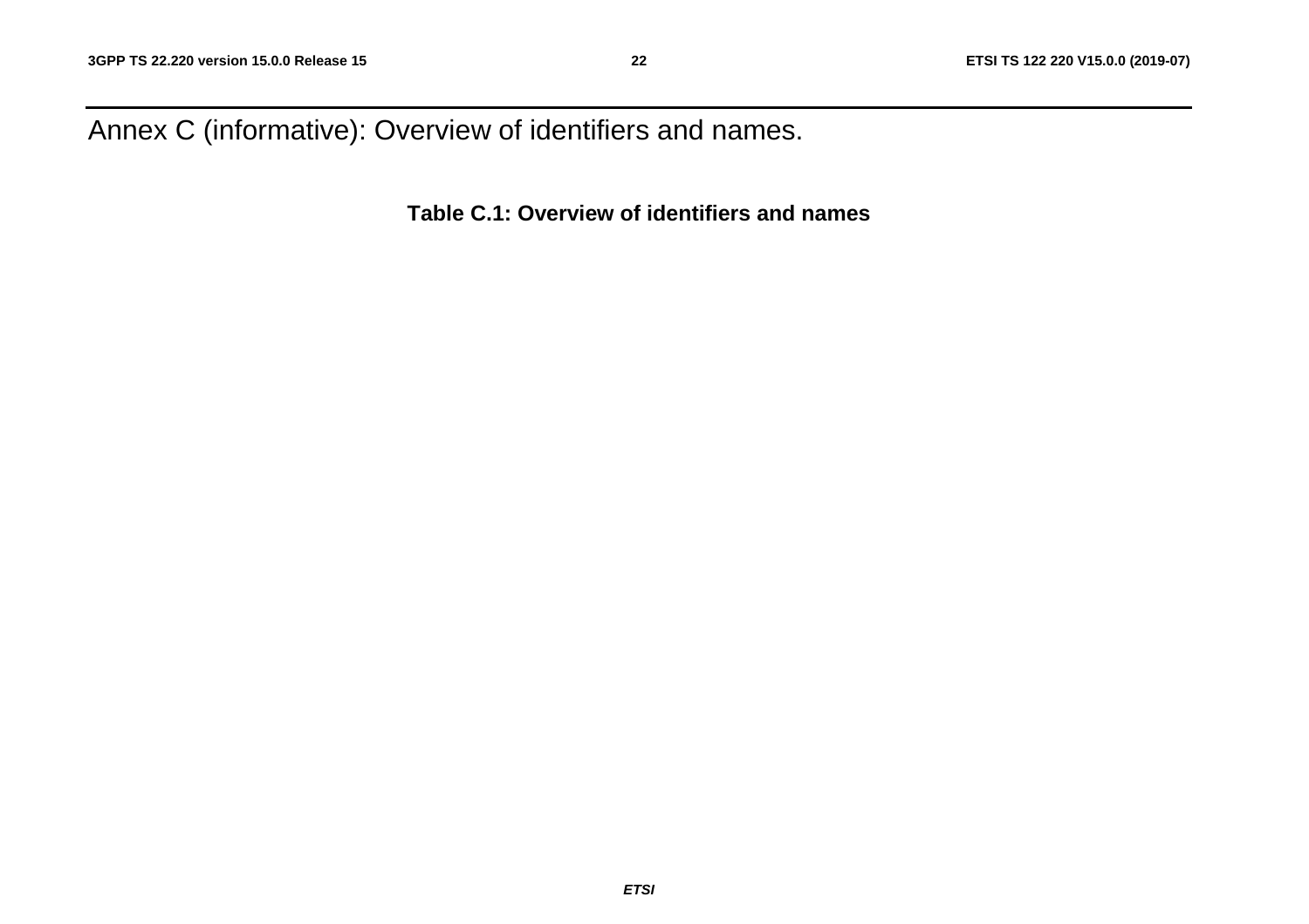# Annex C (informative): Overview of identifiers and names.

**Table C.1: Overview of identifiers and names**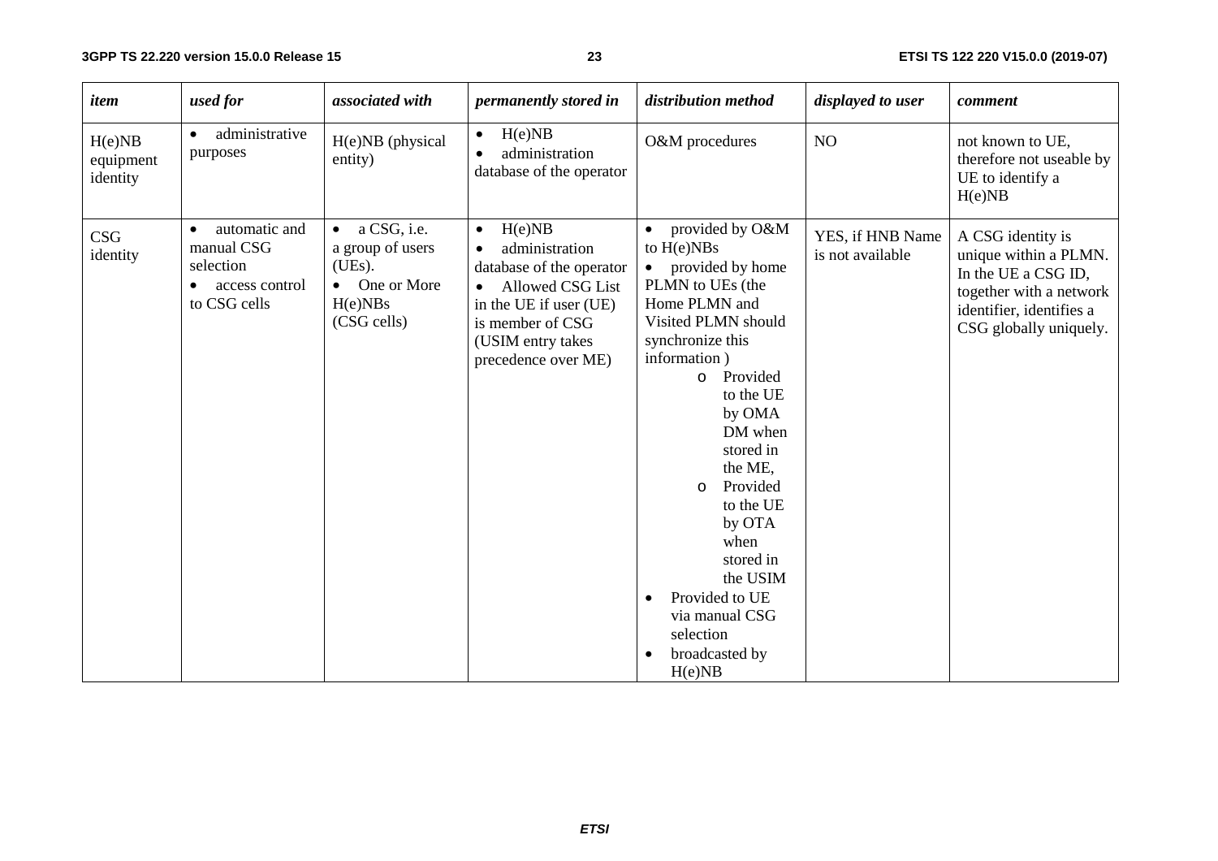| *item* | *used for* | *associated with* | *permanently stored in* | *distribution method* | *displayed to user* | *comment* |
|---|---|---|---|---|---|---|
| H(e)NB equipment identity | • administrative purposes | H(e)NB (physical entity) | • H(e)NB<br>• administration database of the operator | O&M procedures | NO | not known to UE, therefore not useable by UE to identify a H(e)NB |
| CSG identity | • automatic and manual CSG selection<br>• access control to CSG cells | • a CSG, i.e. a group of users (UEs).<br>• One or More H(e)NBs (CSG cells) | • H(e)NB<br>• administration database of the operator<br>• Allowed CSG List in the UE if user (UE) is member of CSG (USIM entry takes precedence over ME) | • provided by O&M to H(e)NBs<br>• provided by home PLMN to UEs (the Home PLMN and Visited PLMN should synchronize this information )<br>o Provided to the UE by OMA DM when stored in the ME,<br>o Provided to the UE by OTA when stored in the USIM<br>• Provided to UE via manual CSG selection<br>• broadcasted by H(e)NB | YES, if HNB Name is not available | A CSG identity is unique within a PLMN. In the UE a CSG ID, together with a network identifier, identifies a CSG globally uniquely. |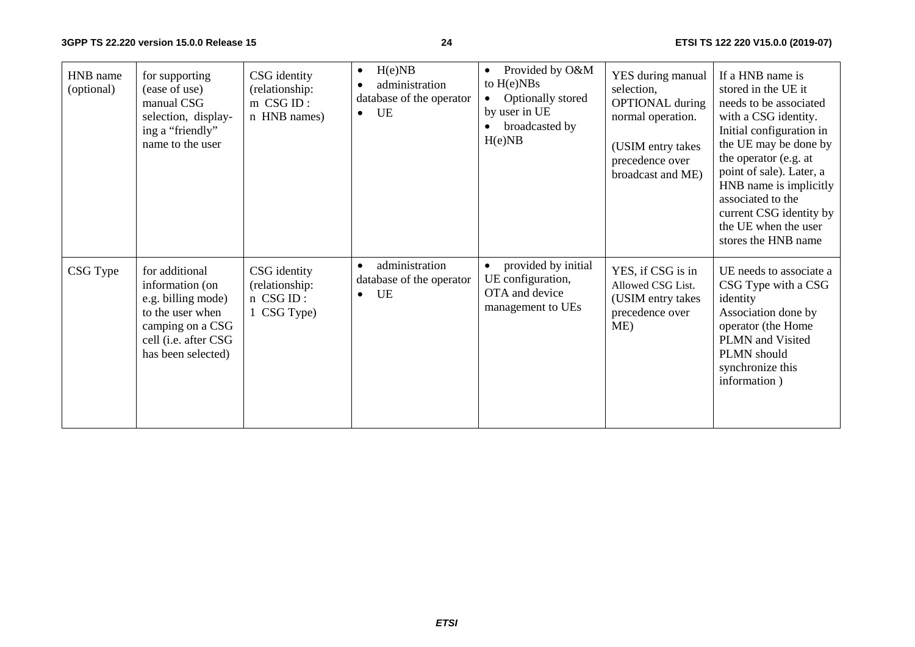| HNB name (optional) | for supporting (ease of use) manual CSG selection, display-ing a "friendly" name to the user | CSG identity (relationship: m CSG ID : n HNB names) | • H(e)NB<br>• administration database of the operator<br>• UE | • Provided by O&M to H(e)NBs<br>• Optionally stored by user in UE<br>• broadcasted by H(e)NB | YES during manual selection, OPTIONAL during normal operation.<br><br>(USIM entry takes precedence over broadcast and ME) | If a HNB name is stored in the UE it needs to be associated with a CSG identity. Initial configuration in the UE may be done by the operator (e.g. at point of sale). Later, a HNB name is implicitly associated to the current CSG identity by the UE when the user stores the HNB name |
|---|---|---|---|---|---|---|
| CSG Type | for additional information (on e.g. billing mode) to the user when camping on a CSG cell (i.e. after CSG has been selected) | CSG identity (relationship: n CSG ID : 1 CSG Type) | • administration database of the operator<br>• UE | • provided by initial UE configuration, OTA and device management to UEs | YES, if CSG is in Allowed CSG List. (USIM entry takes precedence over ME) | UE needs to associate a CSG Type with a CSG identity<br>Association done by operator (the Home PLMN and Visited PLMN should synchronize this information ) |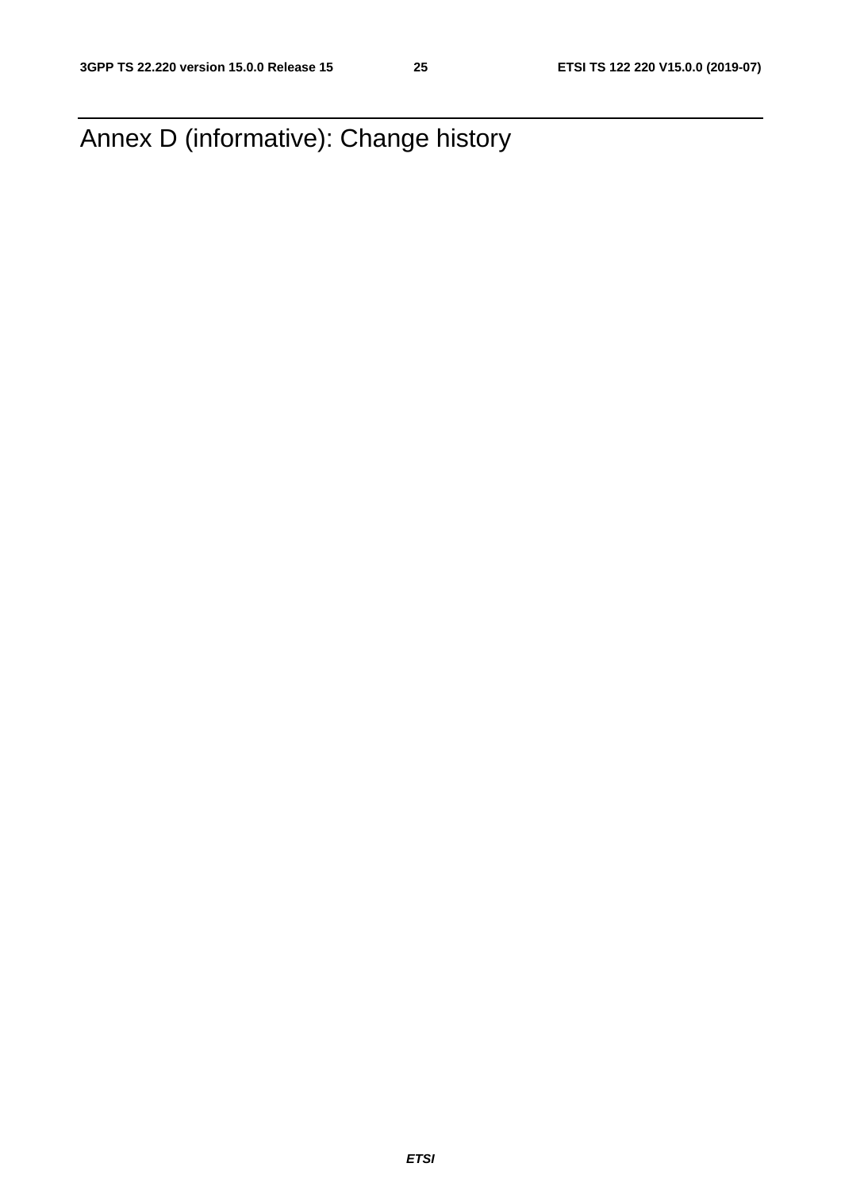# Annex D (informative): Change history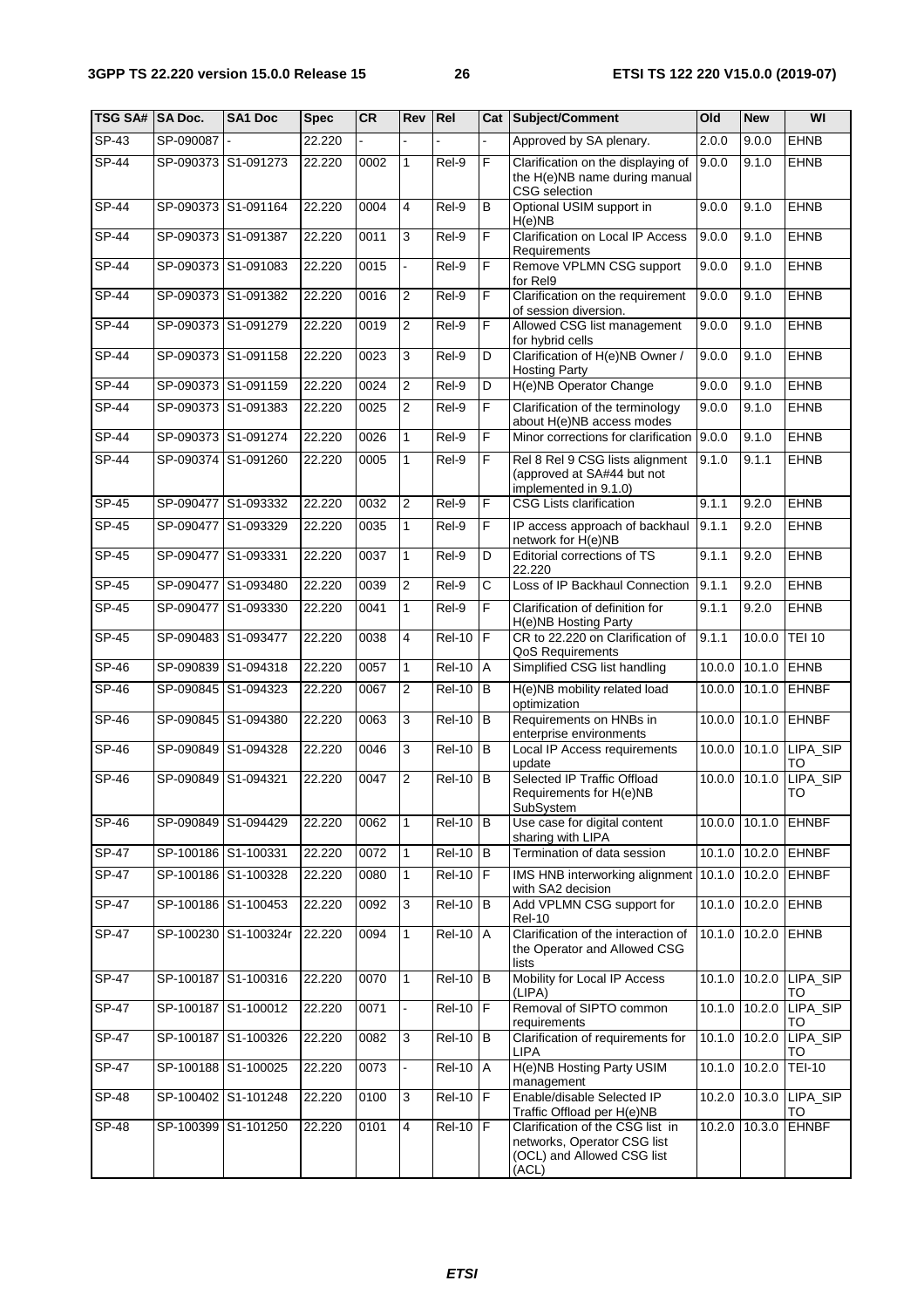| TSG SA# | SA Doc. | SA1 Doc | Spec | CR | Rev | Rel | Cat | Subject/Comment | Old | New | WI |
|---|---|---|---|---|---|---|---|---|---|---|---|
| SP-43 | SP-090087 | - | 22.220 | - | - | - | - | Approved by SA plenary. | 2.0.0 | 9.0.0 | EHNB |
| SP-44 | SP-090373 | S1-091273 | 22.220 | 0002 | 1 | Rel-9 | F | Clarification on the displaying of the H(e)NB name during manual CSG selection | 9.0.0 | 9.1.0 | EHNB |
| SP-44 | SP-090373 | S1-091164 | 22.220 | 0004 | 4 | Rel-9 | B | Optional USIM support in H(e)NB | 9.0.0 | 9.1.0 | EHNB |
| SP-44 | SP-090373 | S1-091387 | 22.220 | 0011 | 3 | Rel-9 | F | Clarification on Local IP Access Requirements | 9.0.0 | 9.1.0 | EHNB |
| SP-44 | SP-090373 | S1-091083 | 22.220 | 0015 | - | Rel-9 | F | Remove VPLMN CSG support for Rel9 | 9.0.0 | 9.1.0 | EHNB |
| SP-44 | SP-090373 | S1-091382 | 22.220 | 0016 | 2 | Rel-9 | F | Clarification on the requirement of session diversion. | 9.0.0 | 9.1.0 | EHNB |
| SP-44 | SP-090373 | S1-091279 | 22.220 | 0019 | 2 | Rel-9 | F | Allowed CSG list management for hybrid cells | 9.0.0 | 9.1.0 | EHNB |
| SP-44 | SP-090373 | S1-091158 | 22.220 | 0023 | 3 | Rel-9 | D | Clarification of H(e)NB Owner / Hosting Party | 9.0.0 | 9.1.0 | EHNB |
| SP-44 | SP-090373 | S1-091159 | 22.220 | 0024 | 2 | Rel-9 | D | H(e)NB Operator Change | 9.0.0 | 9.1.0 | EHNB |
| SP-44 | SP-090373 | S1-091383 | 22.220 | 0025 | 2 | Rel-9 | F | Clarification of the terminology about H(e)NB access modes | 9.0.0 | 9.1.0 | EHNB |
| SP-44 | SP-090373 | S1-091274 | 22.220 | 0026 | 1 | Rel-9 | F | Minor corrections for clarification | 9.0.0 | 9.1.0 | EHNB |
| SP-44 | SP-090374 | S1-091260 | 22.220 | 0005 | 1 | Rel-9 | F | Rel 8 Rel 9 CSG lists alignment (approved at SA#44 but not implemented in 9.1.0) | 9.1.0 | 9.1.1 | EHNB |
| SP-45 | SP-090477 | S1-093332 | 22.220 | 0032 | 2 | Rel-9 | F | CSG Lists clarification | 9.1.1 | 9.2.0 | EHNB |
| SP-45 | SP-090477 | S1-093329 | 22.220 | 0035 | 1 | Rel-9 | F | IP access approach of backhaul network for H(e)NB | 9.1.1 | 9.2.0 | EHNB |
| SP-45 | SP-090477 | S1-093331 | 22.220 | 0037 | 1 | Rel-9 | D | Editorial corrections of TS 22.220 | 9.1.1 | 9.2.0 | EHNB |
| SP-45 | SP-090477 | S1-093480 | 22.220 | 0039 | 2 | Rel-9 | C | Loss of IP Backhaul Connection | 9.1.1 | 9.2.0 | EHNB |
| SP-45 | SP-090477 | S1-093330 | 22.220 | 0041 | 1 | Rel-9 | F | Clarification of definition for H(e)NB Hosting Party | 9.1.1 | 9.2.0 | EHNB |
| SP-45 | SP-090483 | S1-093477 | 22.220 | 0038 | 4 | Rel-10 | F | CR to 22.220 on Clarification of QoS Requirements | 9.1.1 | 10.0.0 | TEI 10 |
| SP-46 | SP-090839 | S1-094318 | 22.220 | 0057 | 1 | Rel-10 | A | Simplified CSG list handling | 10.0.0 | 10.1.0 | EHNB |
| SP-46 | SP-090845 | S1-094323 | 22.220 | 0067 | 2 | Rel-10 | B | H(e)NB mobility related load optimization | 10.0.0 | 10.1.0 | EHNBF |
| SP-46 | SP-090845 | S1-094380 | 22.220 | 0063 | 3 | Rel-10 | B | Requirements on HNBs in enterprise environments | 10.0.0 | 10.1.0 | EHNBF |
| SP-46 | SP-090849 | S1-094328 | 22.220 | 0046 | 3 | Rel-10 | B | Local IP Access requirements update | 10.0.0 | 10.1.0 | LIPA_SIPTO |
| SP-46 | SP-090849 | S1-094321 | 22.220 | 0047 | 2 | Rel-10 | B | Selected IP Traffic Offload Requirements for H(e)NB SubSystem | 10.0.0 | 10.1.0 | LIPA_SIPTO |
| SP-46 | SP-090849 | S1-094429 | 22.220 | 0062 | 1 | Rel-10 | B | Use case for digital content sharing with LIPA | 10.0.0 | 10.1.0 | EHNBF |
| SP-47 | SP-100186 | S1-100331 | 22.220 | 0072 | 1 | Rel-10 | B | Termination of data session | 10.1.0 | 10.2.0 | EHNBF |
| SP-47 | SP-100186 | S1-100328 | 22.220 | 0080 | 1 | Rel-10 | F | IMS HNB interworking alignment with SA2 decision | 10.1.0 | 10.2.0 | EHNBF |
| SP-47 | SP-100186 | S1-100453 | 22.220 | 0092 | 3 | Rel-10 | B | Add VPLMN CSG support for Rel-10 | 10.1.0 | 10.2.0 | EHNB |
| SP-47 | SP-100230 | S1-100324r | 22.220 | 0094 | 1 | Rel-10 | A | Clarification of the interaction of the Operator and Allowed CSG lists | 10.1.0 | 10.2.0 | EHNB |
| SP-47 | SP-100187 | S1-100316 | 22.220 | 0070 | 1 | Rel-10 | B | Mobility for Local IP Access (LIPA) | 10.1.0 | 10.2.0 | LIPA_SIPTO |
| SP-47 | SP-100187 | S1-100012 | 22.220 | 0071 | - | Rel-10 | F | Removal of SIPTO common requirements | 10.1.0 | 10.2.0 | LIPA_SIPTO |
| SP-47 | SP-100187 | S1-100326 | 22.220 | 0082 | 3 | Rel-10 | B | Clarification of requirements for LIPA | 10.1.0 | 10.2.0 | LIPA_SIPTO |
| SP-47 | SP-100188 | S1-100025 | 22.220 | 0073 | - | Rel-10 | A | H(e)NB Hosting Party USIM management | 10.1.0 | 10.2.0 | TEI-10 |
| SP-48 | SP-100402 | S1-101248 | 22.220 | 0100 | 3 | Rel-10 | F | Enable/disable Selected IP Traffic Offload per H(e)NB | 10.2.0 | 10.3.0 | LIPA_SIPTO |
| SP-48 | SP-100399 | S1-101250 | 22.220 | 0101 | 4 | Rel-10 | F | Clarification of the CSG list in networks, Operator CSG list (OCL) and Allowed CSG list (ACL) | 10.2.0 | 10.3.0 | EHNBF |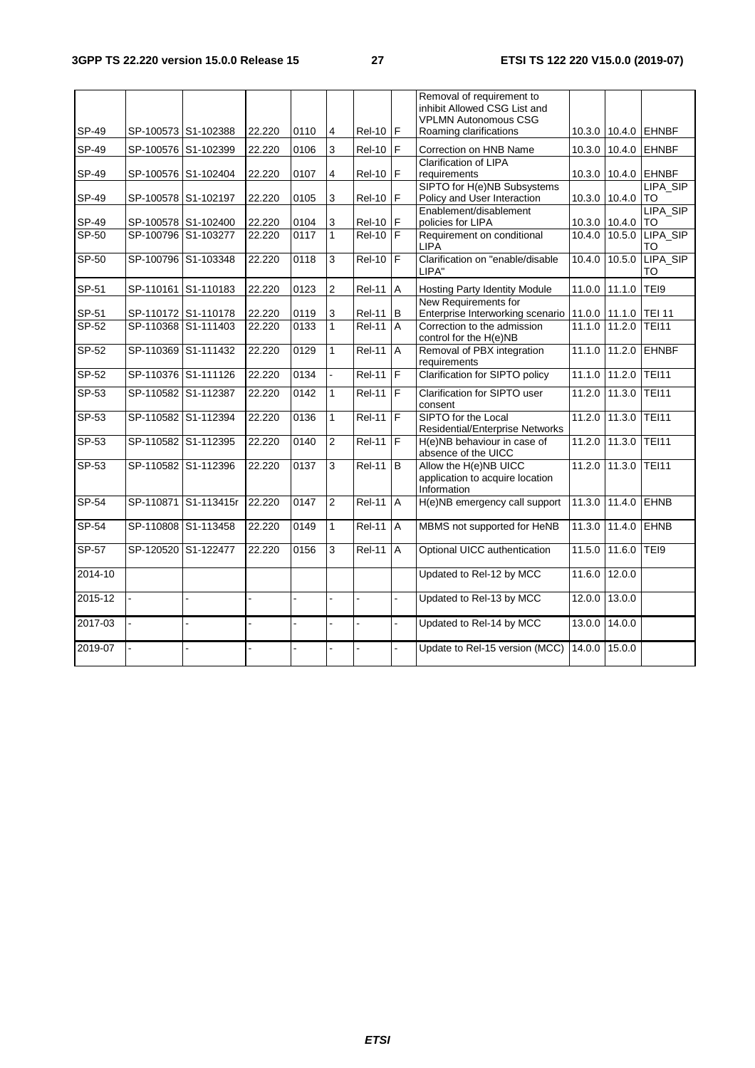| | | | | | | | | | | | |
|---|---|---|---|---|---|---|---|---|---|---|---|
| SP-49 | SP-100573 | S1-102388 | 22.220 | 0110 | 4 | Rel-10 | F | Removal of requirement to inhibit Allowed CSG List and VPLMN Autonomous CSG Roaming clarifications | 10.3.0 | 10.4.0 | EHNBF |
| SP-49 | SP-100576 | S1-102399 | 22.220 | 0106 | 3 | Rel-10 | F | Correction on HNB Name | 10.3.0 | 10.4.0 | EHNBF |
| SP-49 | SP-100576 | S1-102404 | 22.220 | 0107 | 4 | Rel-10 | F | Clarification of LIPA requirements | 10.3.0 | 10.4.0 | EHNBF |
| SP-49 | SP-100578 | S1-102197 | 22.220 | 0105 | 3 | Rel-10 | F | SIPTO for H(e)NB Subsystems Policy and User Interaction | 10.3.0 | 10.4.0 | LIPA_SIPTO |
| SP-49 | SP-100578 | S1-102400 | 22.220 | 0104 | 3 | Rel-10 | F | Enablement/disablement policies for LIPA | 10.3.0 | 10.4.0 | LIPA_SIPTO |
| SP-50 | SP-100796 | S1-103277 | 22.220 | 0117 | 1 | Rel-10 | F | Requirement on conditional LIPA | 10.4.0 | 10.5.0 | LIPA_SIPTO |
| SP-50 | SP-100796 | S1-103348 | 22.220 | 0118 | 3 | Rel-10 | F | Clarification on "enable/disable LIPA" | 10.4.0 | 10.5.0 | LIPA_SIPTO |
| SP-51 | SP-110161 | S1-110183 | 22.220 | 0123 | 2 | Rel-11 | A | Hosting Party Identity Module | 11.0.0 | 11.1.0 | TEI9 |
| SP-51 | SP-110172 | S1-110178 | 22.220 | 0119 | 3 | Rel-11 | B | New Requirements for Enterprise Interworking scenario | 11.0.0 | 11.1.0 | TEI 11 |
| SP-52 | SP-110368 | S1-111403 | 22.220 | 0133 | 1 | Rel-11 | A | Correction to the admission control for the H(e)NB | 11.1.0 | 11.2.0 | TEI11 |
| SP-52 | SP-110369 | S1-111432 | 22.220 | 0129 | 1 | Rel-11 | A | Removal of PBX integration requirements | 11.1.0 | 11.2.0 | EHNBF |
| SP-52 | SP-110376 | S1-111126 | 22.220 | 0134 | - | Rel-11 | F | Clarification for SIPTO policy | 11.1.0 | 11.2.0 | TEI11 |
| SP-53 | SP-110582 | S1-112387 | 22.220 | 0142 | 1 | Rel-11 | F | Clarification for SIPTO user consent | 11.2.0 | 11.3.0 | TEI11 |
| SP-53 | SP-110582 | S1-112394 | 22.220 | 0136 | 1 | Rel-11 | F | SIPTO for the Local Residential/Enterprise Networks | 11.2.0 | 11.3.0 | TEI11 |
| SP-53 | SP-110582 | S1-112395 | 22.220 | 0140 | 2 | Rel-11 | F | H(e)NB behaviour in case of absence of the UICC | 11.2.0 | 11.3.0 | TEI11 |
| SP-53 | SP-110582 | S1-112396 | 22.220 | 0137 | 3 | Rel-11 | B | Allow the H(e)NB UICC application to acquire location Information | 11.2.0 | 11.3.0 | TEI11 |
| SP-54 | SP-110871 | S1-113415r | 22.220 | 0147 | 2 | Rel-11 | A | H(e)NB emergency call support | 11.3.0 | 11.4.0 | EHNB |
| SP-54 | SP-110808 | S1-113458 | 22.220 | 0149 | 1 | Rel-11 | A | MBMS not supported for HeNB | 11.3.0 | 11.4.0 | EHNB |
| SP-57 | SP-120520 | S1-122477 | 22.220 | 0156 | 3 | Rel-11 | A | Optional UICC authentication | 11.5.0 | 11.6.0 | TEI9 |
| 2014-10 | | | | | | | | Updated to Rel-12 by MCC | 11.6.0 | 12.0.0 | |
| 2015-12 | - | - | - | - | - | - | - | Updated to Rel-13 by MCC | 12.0.0 | 13.0.0 | |
| 2017-03 | - | - | - | - | - | - | - | Updated to Rel-14 by MCC | 13.0.0 | 14.0.0 | |
| 2019-07 | - | - | - | - | - | - | - | Update to Rel-15 version (MCC) | 14.0.0 | 15.0.0 | |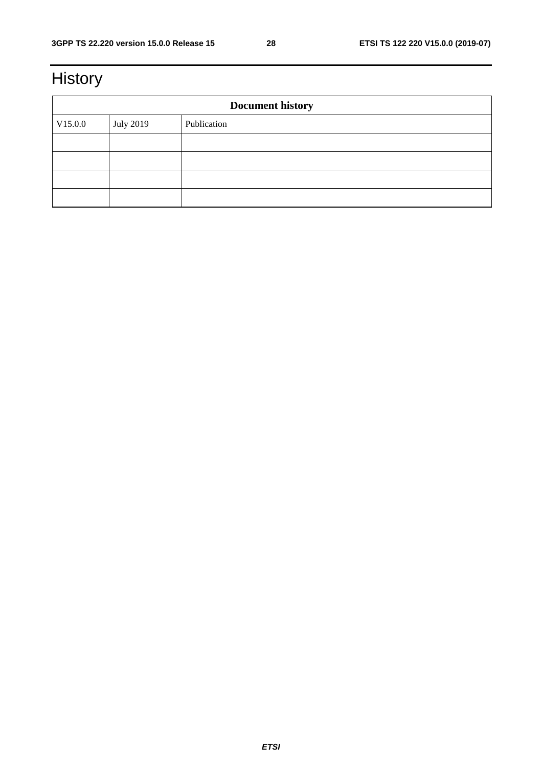# History

| Document history | | |
|---|---|---|
| V15.0.0 | July 2019 | Publication |
| | | |
| | | |
| | | |
| | | |